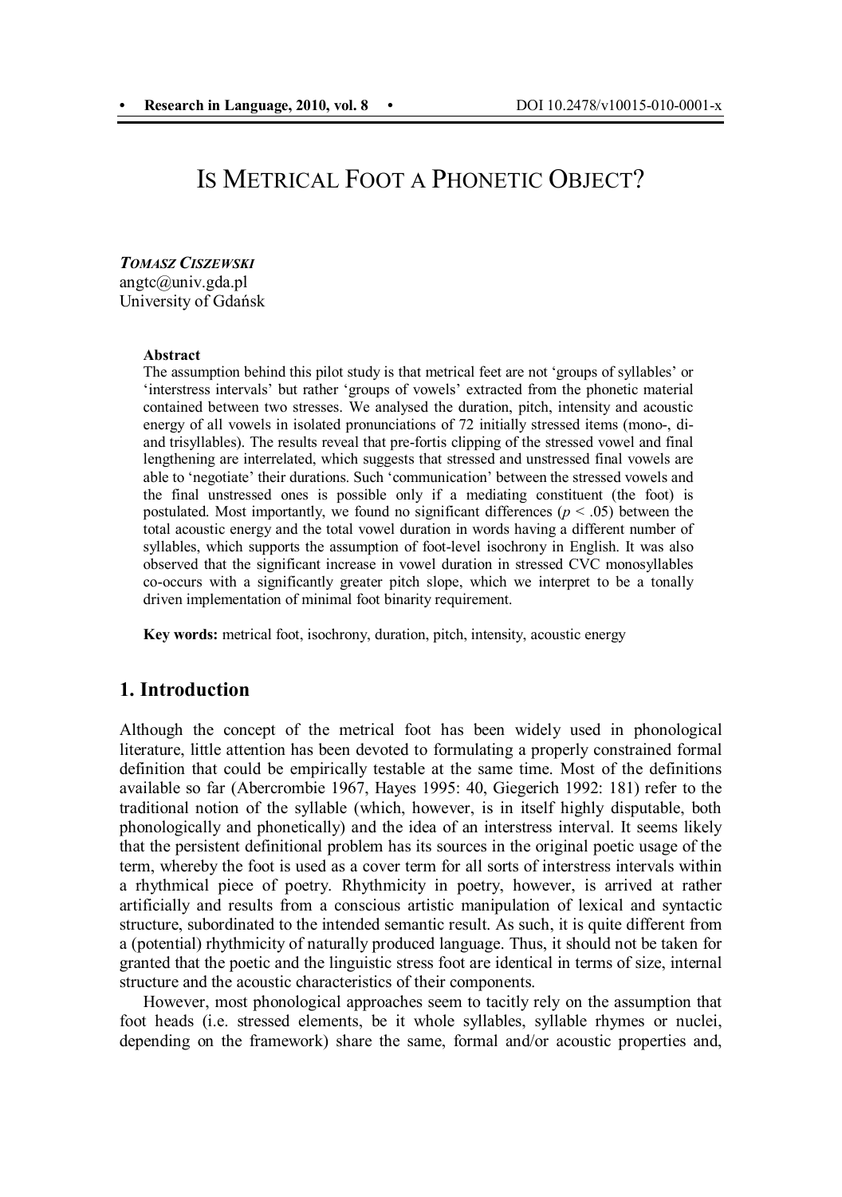# IS METRICAL FOOT A PHONETIC OBJECT?

***TOMASZ CISZEWSKI***
angtc@univ.gda.pl
University of Gdańsk

**Abstract**

The assumption behind this pilot study is that metrical feet are not 'groups of syllables' or 'interstress intervals' but rather 'groups of vowels' extracted from the phonetic material contained between two stresses. We analysed the duration, pitch, intensity and acoustic energy of all vowels in isolated pronunciations of 72 initially stressed items (mono-, di- and trisyllables). The results reveal that pre-fortis clipping of the stressed vowel and final lengthening are interrelated, which suggests that stressed and unstressed final vowels are able to 'negotiate' their durations. Such 'communication' between the stressed vowels and the final unstressed ones is possible only if a mediating constituent (the foot) is postulated. Most importantly, we found no significant differences ($p < .05$) between the total acoustic energy and the total vowel duration in words having a different number of syllables, which supports the assumption of foot-level isochrony in English. It was also observed that the significant increase in vowel duration in stressed CVC monosyllables co-occurs with a significantly greater pitch slope, which we interpret to be a tonally driven implementation of minimal foot binarity requirement.

**Key words:** metrical foot, isochrony, duration, pitch, intensity, acoustic energy

## 1. Introduction

Although the concept of the metrical foot has been widely used in phonological literature, little attention has been devoted to formulating a properly constrained formal definition that could be empirically testable at the same time. Most of the definitions available so far (Abercrombie 1967, Hayes 1995: 40, Giegerich 1992: 181) refer to the traditional notion of the syllable (which, however, is in itself highly disputable, both phonologically and phonetically) and the idea of an interstress interval. It seems likely that the persistent definitional problem has its sources in the original poetic usage of the term, whereby the foot is used as a cover term for all sorts of interstress intervals within a rhythmical piece of poetry. Rhythmicity in poetry, however, is arrived at rather artificially and results from a conscious artistic manipulation of lexical and syntactic structure, subordinated to the intended semantic result. As such, it is quite different from a (potential) rhythmicity of naturally produced language. Thus, it should not be taken for granted that the poetic and the linguistic stress foot are identical in terms of size, internal structure and the acoustic characteristics of their components.

However, most phonological approaches seem to tacitly rely on the assumption that foot heads (i.e. stressed elements, be it whole syllables, syllable rhymes or nuclei, depending on the framework) share the same, formal and/or acoustic properties and,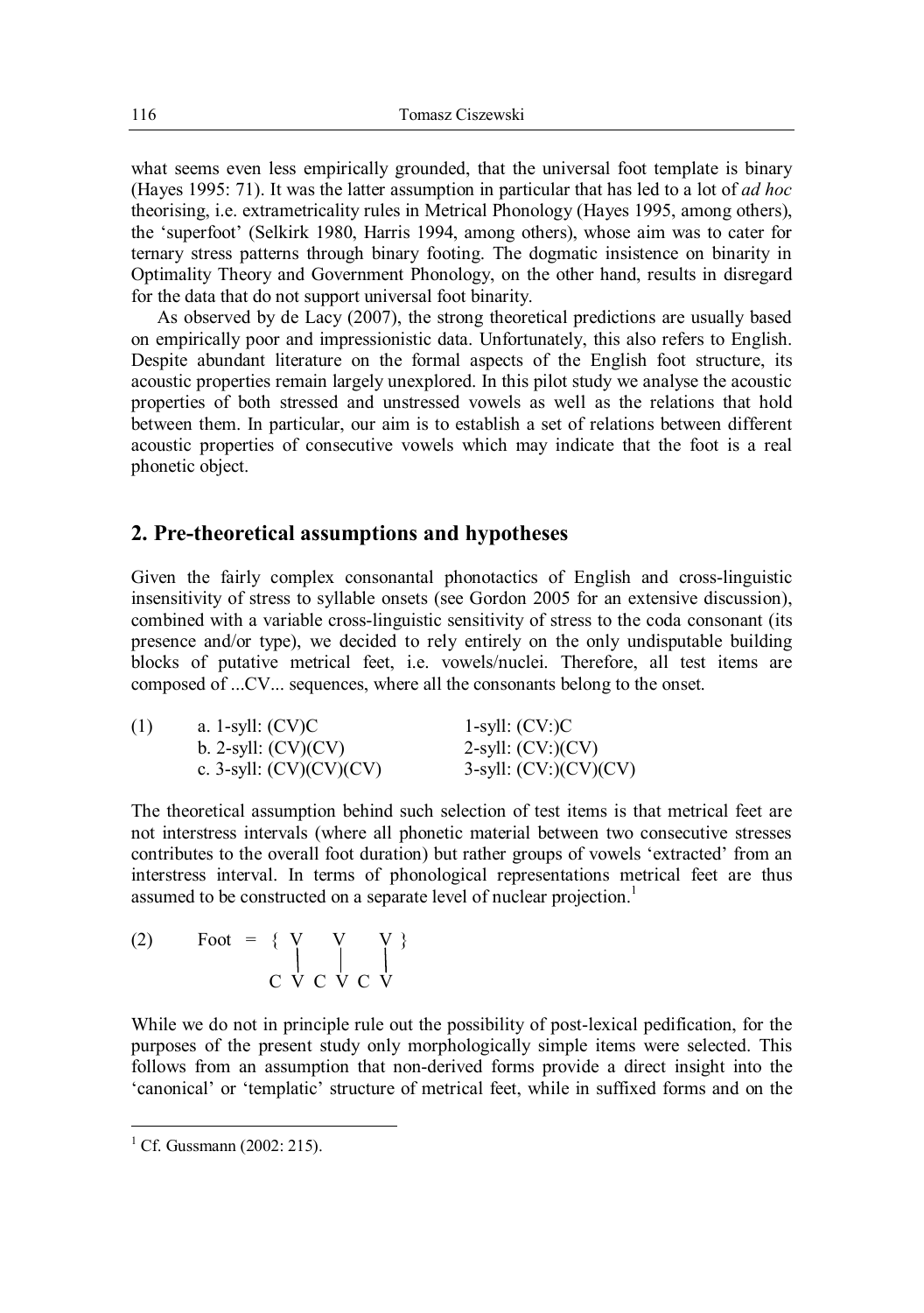what seems even less empirically grounded, that the universal foot template is binary (Hayes 1995: 71). It was the latter assumption in particular that has led to a lot of *ad hoc* theorising, i.e. extrametricality rules in Metrical Phonology (Hayes 1995, among others), the 'superfoot' (Selkirk 1980, Harris 1994, among others), whose aim was to cater for ternary stress patterns through binary footing. The dogmatic insistence on binarity in Optimality Theory and Government Phonology, on the other hand, results in disregard for the data that do not support universal foot binarity.

As observed by de Lacy (2007), the strong theoretical predictions are usually based on empirically poor and impressionistic data. Unfortunately, this also refers to English. Despite abundant literature on the formal aspects of the English foot structure, its acoustic properties remain largely unexplored. In this pilot study we analyse the acoustic properties of both stressed and unstressed vowels as well as the relations that hold between them. In particular, our aim is to establish a set of relations between different acoustic properties of consecutive vowels which may indicate that the foot is a real phonetic object.

## 2. Pre-theoretical assumptions and hypotheses

Given the fairly complex consonantal phonotactics of English and cross-linguistic insensitivity of stress to syllable onsets (see Gordon 2005 for an extensive discussion), combined with a variable cross-linguistic sensitivity of stress to the coda consonant (its presence and/or type), we decided to rely entirely on the only undisputable building blocks of putative metrical feet, i.e. vowels/nuclei. Therefore, all test items are composed of ...CV... sequences, where all the consonants belong to the onset.

(1)

| | | |
|---|---|---|
| a. 1-syll: (CV)C | | 1-syll: (CV:)C |
| b. 2-syll: (CV)(CV) | | 2-syll: (CV:)(CV) |
| c. 3-syll: (CV)(CV)(CV) | | 3-syll: (CV:)(CV)(CV) |

The theoretical assumption behind such selection of test items is that metrical feet are not interstress intervals (where all phonetic material between two consecutive stresses contributes to the overall foot duration) but rather groups of vowels 'extracted' from an interstress interval. In terms of phonological representations metrical feet are thus assumed to be constructed on a separate level of nuclear projection.[1]

(2)

```
Foot = { V     V     V }
         |     |     |
       C V   C V   C V
```

While we do not in principle rule out the possibility of post-lexical pedification, for the purposes of the present study only morphologically simple items were selected. This follows from an assumption that non-derived forms provide a direct insight into the 'canonical' or 'templatic' structure of metrical feet, while in suffixed forms and on the

[1] Cf. Gussmann (2002: 215).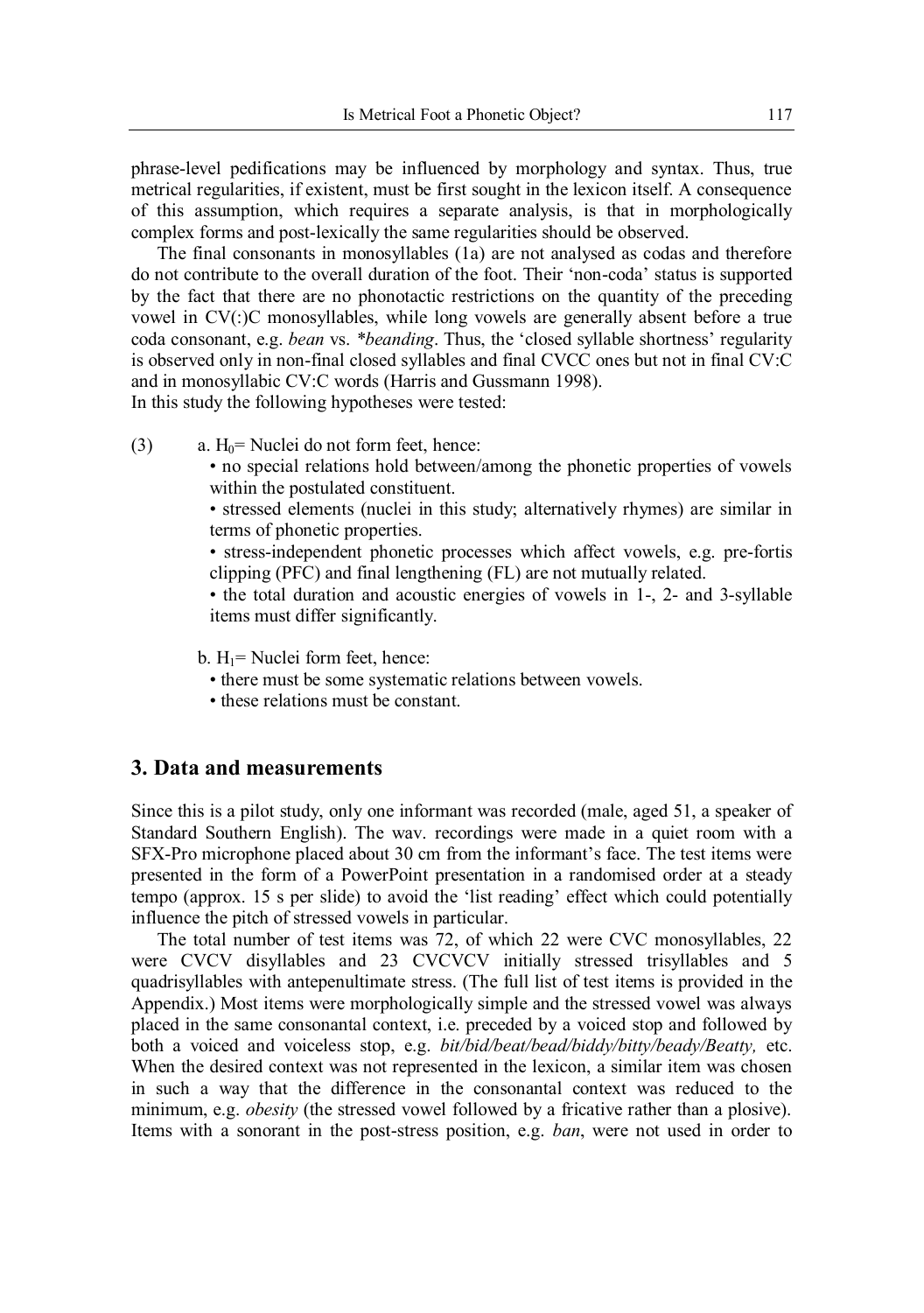phrase-level pedifications may be influenced by morphology and syntax. Thus, true metrical regularities, if existent, must be first sought in the lexicon itself. A consequence of this assumption, which requires a separate analysis, is that in morphologically complex forms and post-lexically the same regularities should be observed.

The final consonants in monosyllables (1a) are not analysed as codas and therefore do not contribute to the overall duration of the foot. Their 'non-coda' status is supported by the fact that there are no phonotactic restrictions on the quantity of the preceding vowel in CV(:)C monosyllables, while long vowels are generally absent before a true coda consonant, e.g. *bean* vs. *\*beanding*. Thus, the 'closed syllable shortness' regularity is observed only in non-final closed syllables and final CVCC ones but not in final CV:C and in monosyllabic CV:C words (Harris and Gussmann 1998).
In this study the following hypotheses were tested:

(3) a. $H_0$= Nuclei do not form feet, hence:
- no special relations hold between/among the phonetic properties of vowels within the postulated constituent.
- stressed elements (nuclei in this study; alternatively rhymes) are similar in terms of phonetic properties.
- stress-independent phonetic processes which affect vowels, e.g. pre-fortis clipping (PFC) and final lengthening (FL) are not mutually related.
- the total duration and acoustic energies of vowels in 1-, 2- and 3-syllable items must differ significantly.

b. $H_1$= Nuclei form feet, hence:
- there must be some systematic relations between vowels.
- these relations must be constant.

## 3. Data and measurements

Since this is a pilot study, only one informant was recorded (male, aged 51, a speaker of Standard Southern English). The wav. recordings were made in a quiet room with a SFX-Pro microphone placed about 30 cm from the informant's face. The test items were presented in the form of a PowerPoint presentation in a randomised order at a steady tempo (approx. 15 s per slide) to avoid the 'list reading' effect which could potentially influence the pitch of stressed vowels in particular.

The total number of test items was 72, of which 22 were CVC monosyllables, 22 were CVCV disyllables and 23 CVCVCV initially stressed trisyllables and 5 quadrisyllables with antepenultimate stress. (The full list of test items is provided in the Appendix.) Most items were morphologically simple and the stressed vowel was always placed in the same consonantal context, i.e. preceded by a voiced stop and followed by both a voiced and voiceless stop, e.g. *bit/bid/beat/bead/biddy/bitty/beady/Beatty,* etc. When the desired context was not represented in the lexicon, a similar item was chosen in such a way that the difference in the consonantal context was reduced to the minimum, e.g. *obesity* (the stressed vowel followed by a fricative rather than a plosive). Items with a sonorant in the post-stress position, e.g. *ban*, were not used in order to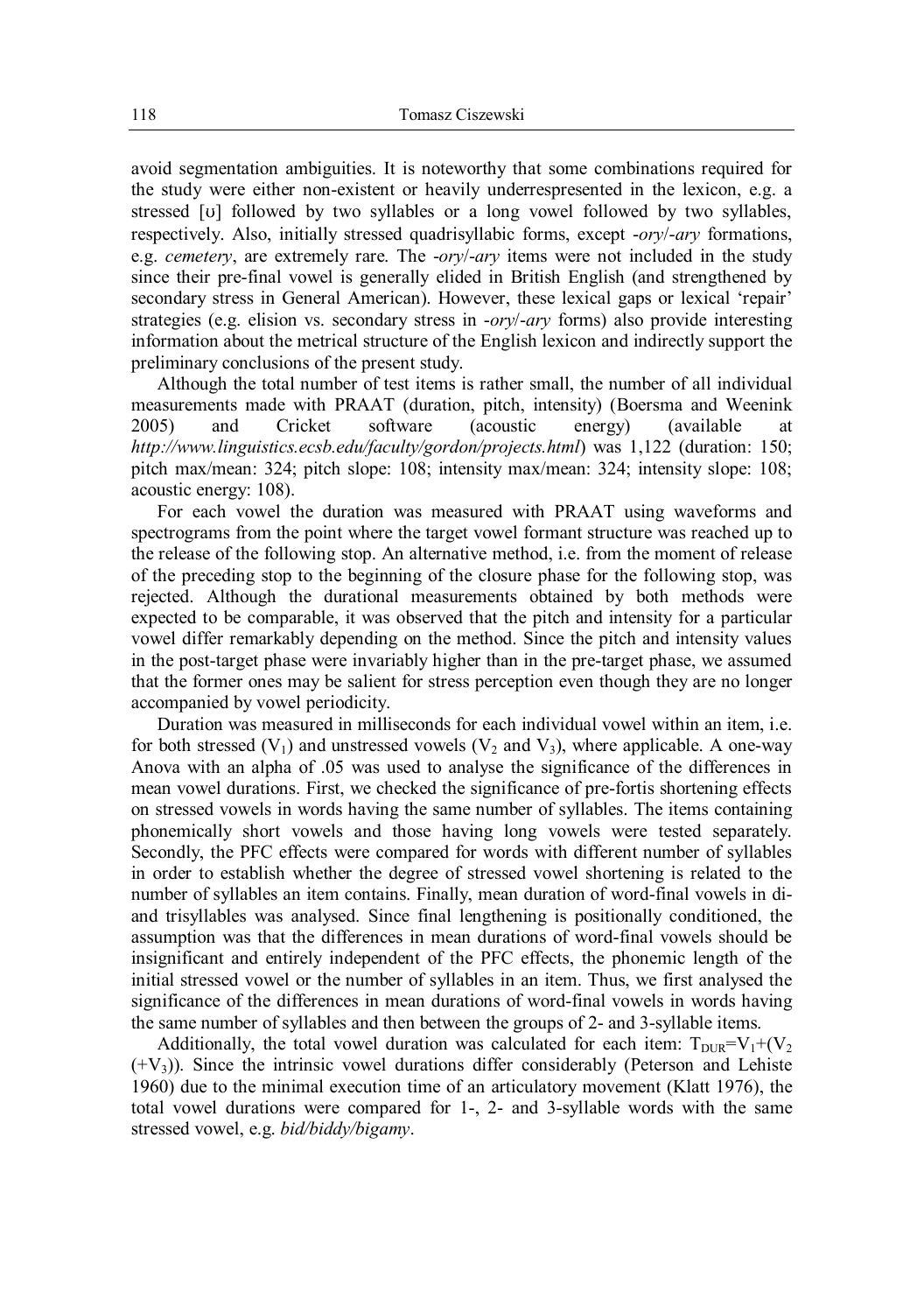avoid segmentation ambiguities. It is noteworthy that some combinations required for the study were either non-existent or heavily underrespresented in the lexicon, e.g. a stressed [ʊ] followed by two syllables or a long vowel followed by two syllables, respectively. Also, initially stressed quadrisyllabic forms, except *-ory*/*-ary* formations, e.g. *cemetery*, are extremely rare. The *-ory*/*-ary* items were not included in the study since their pre-final vowel is generally elided in British English (and strengthened by secondary stress in General American). However, these lexical gaps or lexical 'repair' strategies (e.g. elision vs. secondary stress in *-ory*/*-ary* forms) also provide interesting information about the metrical structure of the English lexicon and indirectly support the preliminary conclusions of the present study.

Although the total number of test items is rather small, the number of all individual measurements made with PRAAT (duration, pitch, intensity) (Boersma and Weenink 2005) and Cricket software (acoustic energy) (available at *http://www.linguistics.ecsb.edu/faculty/gordon/projects.html*) was 1,122 (duration: 150; pitch max/mean: 324; pitch slope: 108; intensity max/mean: 324; intensity slope: 108; acoustic energy: 108).

For each vowel the duration was measured with PRAAT using waveforms and spectrograms from the point where the target vowel formant structure was reached up to the release of the following stop. An alternative method, i.e. from the moment of release of the preceding stop to the beginning of the closure phase for the following stop, was rejected. Although the durational measurements obtained by both methods were expected to be comparable, it was observed that the pitch and intensity for a particular vowel differ remarkably depending on the method. Since the pitch and intensity values in the post-target phase were invariably higher than in the pre-target phase, we assumed that the former ones may be salient for stress perception even though they are no longer accompanied by vowel periodicity.

Duration was measured in milliseconds for each individual vowel within an item, i.e. for both stressed ($V_1$) and unstressed vowels ($V_2$ and $V_3$), where applicable. A one-way Anova with an alpha of .05 was used to analyse the significance of the differences in mean vowel durations. First, we checked the significance of pre-fortis shortening effects on stressed vowels in words having the same number of syllables. The items containing phonemically short vowels and those having long vowels were tested separately. Secondly, the PFC effects were compared for words with different number of syllables in order to establish whether the degree of stressed vowel shortening is related to the number of syllables an item contains. Finally, mean duration of word-final vowels in di- and trisyllables was analysed. Since final lengthening is positionally conditioned, the assumption was that the differences in mean durations of word-final vowels should be insignificant and entirely independent of the PFC effects, the phonemic length of the initial stressed vowel or the number of syllables in an item. Thus, we first analysed the significance of the differences in mean durations of word-final vowels in words having the same number of syllables and then between the groups of 2- and 3-syllable items.

Additionally, the total vowel duration was calculated for each item: $T_{DUR}=V_1+(V_2(+V_3))$. Since the intrinsic vowel durations differ considerably (Peterson and Lehiste 1960) due to the minimal execution time of an articulatory movement (Klatt 1976), the total vowel durations were compared for 1-, 2- and 3-syllable words with the same stressed vowel, e.g. *bid*/*biddy*/*bigamy*.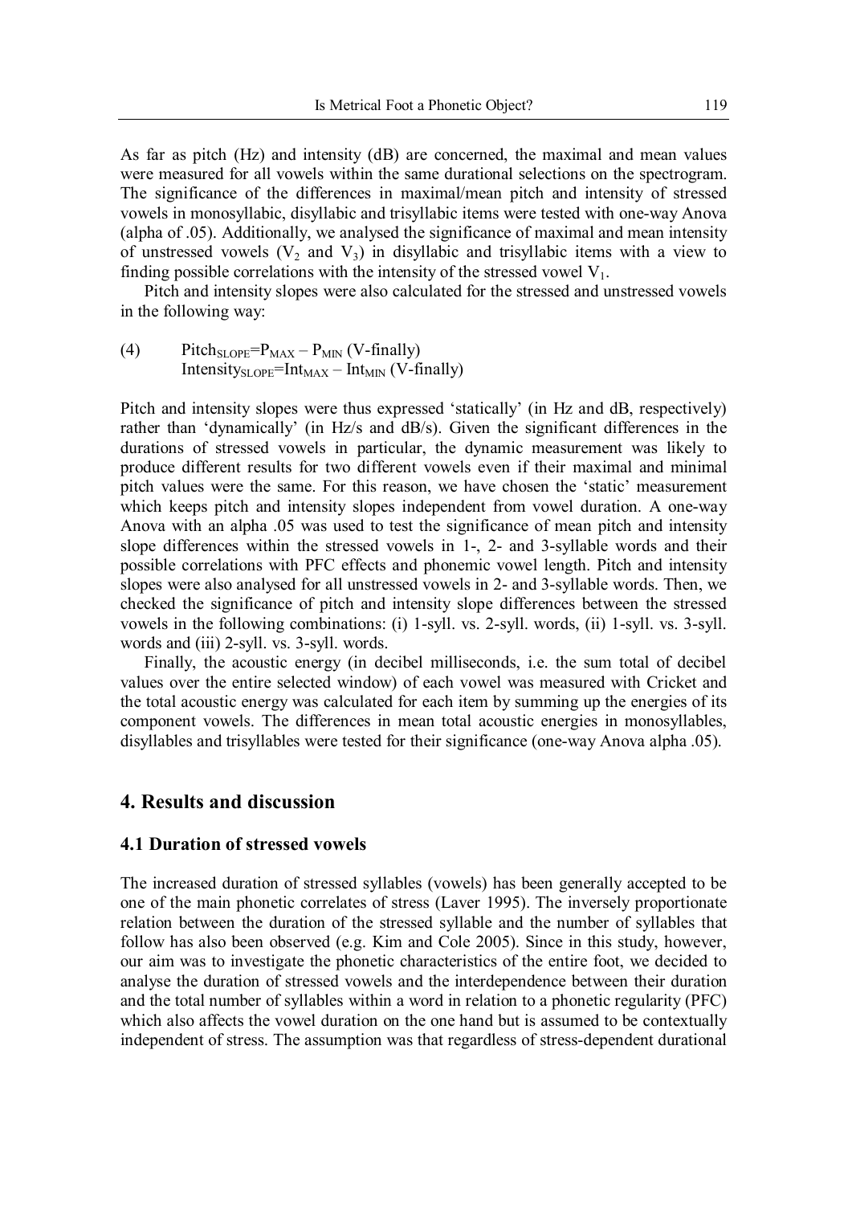As far as pitch (Hz) and intensity (dB) are concerned, the maximal and mean values were measured for all vowels within the same durational selections on the spectrogram. The significance of the differences in maximal/mean pitch and intensity of stressed vowels in monosyllabic, disyllabic and trisyllabic items were tested with one-way Anova (alpha of .05). Additionally, we analysed the significance of maximal and mean intensity of unstressed vowels ($V_2$ and $V_3$) in disyllabic and trisyllabic items with a view to finding possible correlations with the intensity of the stressed vowel $V_1$.

Pitch and intensity slopes were also calculated for the stressed and unstressed vowels in the following way:

(4) $Pitch_{SLOPE}=P_{MAX} - P_{MIN}$ (V-finally)
$Intensity_{SLOPE}=Int_{MAX} - Int_{MIN}$ (V-finally)

Pitch and intensity slopes were thus expressed 'statically' (in Hz and dB, respectively) rather than 'dynamically' (in Hz/s and dB/s). Given the significant differences in the durations of stressed vowels in particular, the dynamic measurement was likely to produce different results for two different vowels even if their maximal and minimal pitch values were the same. For this reason, we have chosen the 'static' measurement which keeps pitch and intensity slopes independent from vowel duration. A one-way Anova with an alpha .05 was used to test the significance of mean pitch and intensity slope differences within the stressed vowels in 1-, 2- and 3-syllable words and their possible correlations with PFC effects and phonemic vowel length. Pitch and intensity slopes were also analysed for all unstressed vowels in 2- and 3-syllable words. Then, we checked the significance of pitch and intensity slope differences between the stressed vowels in the following combinations: (i) 1-syll. vs. 2-syll. words, (ii) 1-syll. vs. 3-syll. words and (iii) 2-syll. vs. 3-syll. words.

Finally, the acoustic energy (in decibel milliseconds, i.e. the sum total of decibel values over the entire selected window) of each vowel was measured with Cricket and the total acoustic energy was calculated for each item by summing up the energies of its component vowels. The differences in mean total acoustic energies in monosyllables, disyllables and trisyllables were tested for their significance (one-way Anova alpha .05).

## 4. Results and discussion

### 4.1 Duration of stressed vowels

The increased duration of stressed syllables (vowels) has been generally accepted to be one of the main phonetic correlates of stress (Laver 1995). The inversely proportionate relation between the duration of the stressed syllable and the number of syllables that follow has also been observed (e.g. Kim and Cole 2005). Since in this study, however, our aim was to investigate the phonetic characteristics of the entire foot, we decided to analyse the duration of stressed vowels and the interdependence between their duration and the total number of syllables within a word in relation to a phonetic regularity (PFC) which also affects the vowel duration on the one hand but is assumed to be contextually independent of stress. The assumption was that regardless of stress-dependent durational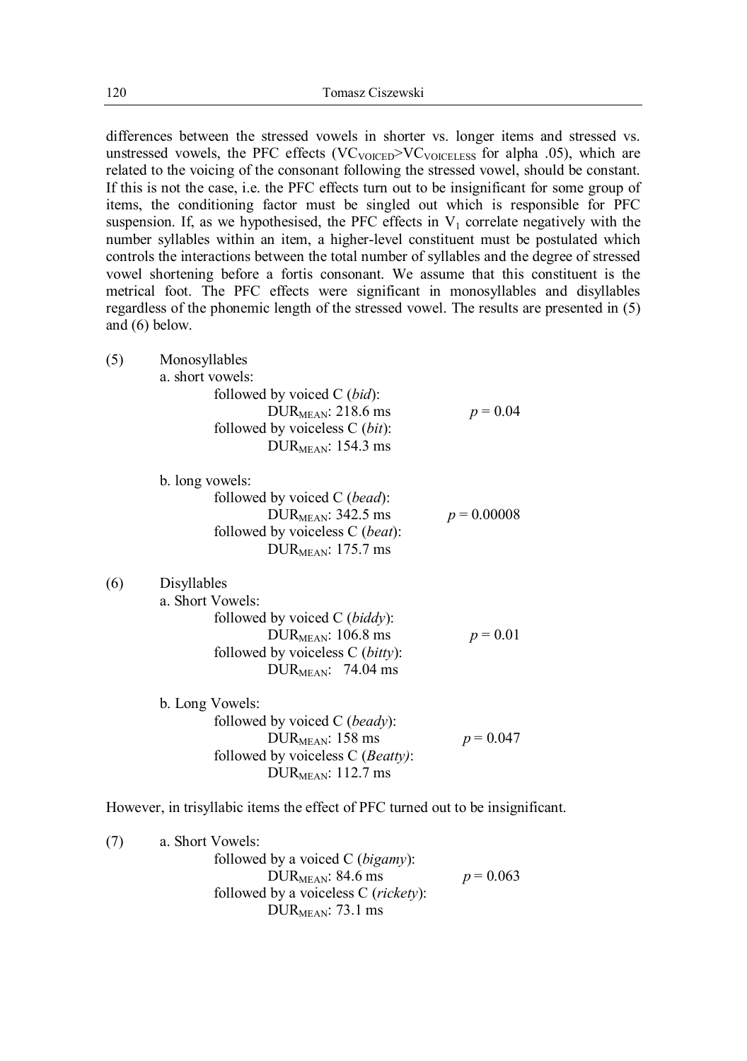differences between the stressed vowels in shorter vs. longer items and stressed vs. unstressed vowels, the PFC effects ($VC_{VOICED}$>$VC_{VOICELESS}$ for alpha .05), which are related to the voicing of the consonant following the stressed vowel, should be constant. If this is not the case, i.e. the PFC effects turn out to be insignificant for some group of items, the conditioning factor must be singled out which is responsible for PFC suspension. If, as we hypothesised, the PFC effects in $V_1$ correlate negatively with the number syllables within an item, a higher-level constituent must be postulated which controls the interactions between the total number of syllables and the degree of stressed vowel shortening before a fortis consonant. We assume that this constituent is the metrical foot. The PFC effects were significant in monosyllables and disyllables regardless of the phonemic length of the stressed vowel. The results are presented in (5) and (6) below.

(5) Monosyllables

a. short vowels:

followed by voiced C (*bid*):
$DUR_{MEAN}$: 218.6 ms — $p = 0.04$
followed by voiceless C (*bit*):
$DUR_{MEAN}$: 154.3 ms

b. long vowels:

followed by voiced C (*bead*):
$DUR_{MEAN}$: 342.5 ms — $p = 0.00008$
followed by voiceless C (*beat*):
$DUR_{MEAN}$: 175.7 ms

(6) Disyllables

a. Short Vowels:

followed by voiced C (*biddy*):
$DUR_{MEAN}$: 106.8 ms — $p = 0.01$
followed by voiceless C (*bitty*):
$DUR_{MEAN}$: 74.04 ms

b. Long Vowels:

followed by voiced C (*beady*):
$DUR_{MEAN}$: 158 ms — $p = 0.047$
followed by voiceless C (*Beatty)*:
$DUR_{MEAN}$: 112.7 ms

However, in trisyllabic items the effect of PFC turned out to be insignificant.

(7) a. Short Vowels:

followed by a voiced C (*bigamy*):
$DUR_{MEAN}$: 84.6 ms — $p = 0.063$
followed by a voiceless C (*rickety*):
$DUR_{MEAN}$: 73.1 ms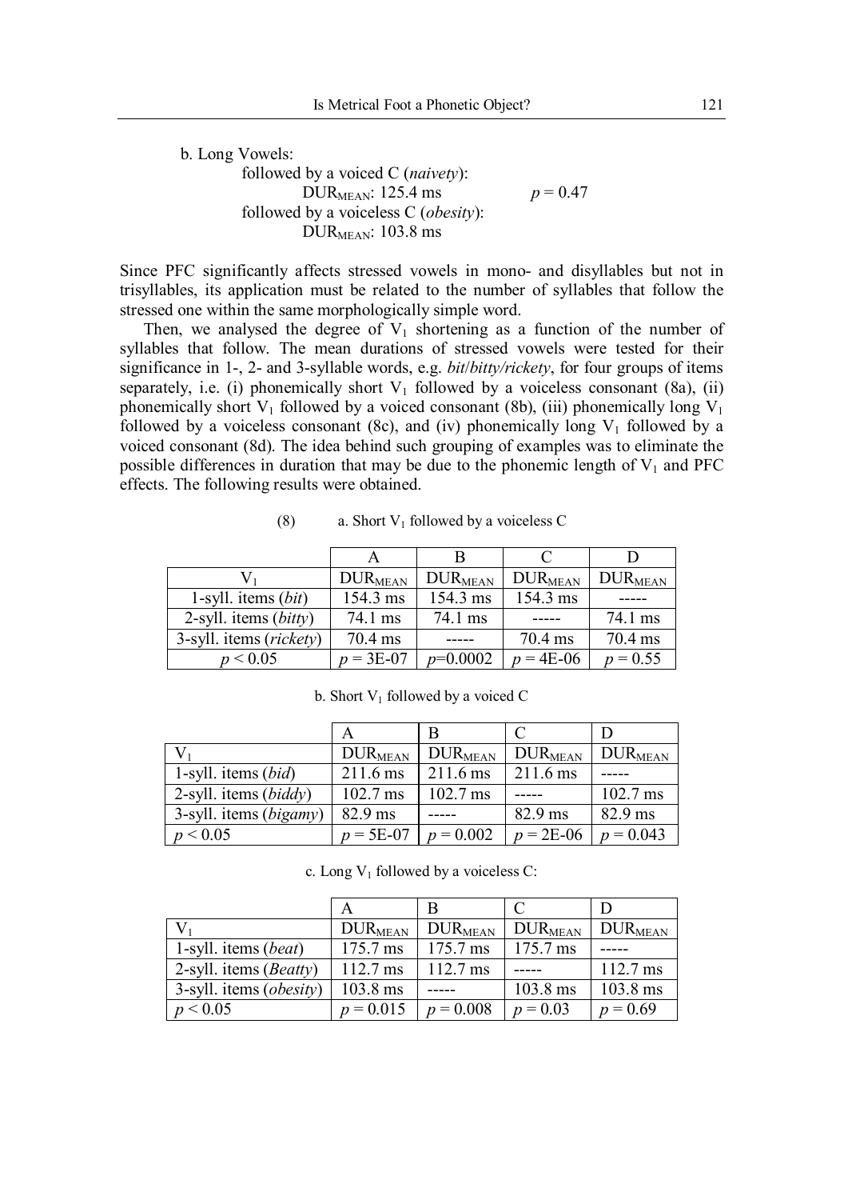b. Long Vowels:

followed by a voiced C (*naivety*):
$DUR_{MEAN}$: 125.4 ms $p = 0.47$

followed by a voiceless C (*obesity*):
$DUR_{MEAN}$: 103.8 ms

Since PFC significantly affects stressed vowels in mono- and disyllables but not in trisyllables, its application must be related to the number of syllables that follow the stressed one within the same morphologically simple word.

Then, we analysed the degree of $V_1$ shortening as a function of the number of syllables that follow. The mean durations of stressed vowels were tested for their significance in 1-, 2- and 3-syllable words, e.g. *bit*/*bitty/rickety*, for four groups of items separately, i.e. (i) phonemically short $V_1$ followed by a voiceless consonant (8a), (ii) phonemically short $V_1$ followed by a voiced consonant (8b), (iii) phonemically long $V_1$ followed by a voiceless consonant (8c), and (iv) phonemically long $V_1$ followed by a voiced consonant (8d). The idea behind such grouping of examples was to eliminate the possible differences in duration that may be due to the phonemic length of $V_1$ and PFC effects. The following results were obtained.

(8) a. Short $V_1$ followed by a voiceless C

| | A | B | C | D |
|---|---|---|---|---|
| $V_1$ | $DUR_{MEAN}$ | $DUR_{MEAN}$ | $DUR_{MEAN}$ | $DUR_{MEAN}$ |
| 1-syll. items (*bit*) | 154.3 ms | 154.3 ms | 154.3 ms | ----- |
| 2-syll. items (*bitty*) | 74.1 ms | 74.1 ms | ----- | 74.1 ms |
| 3-syll. items (*rickety*) | 70.4 ms | ----- | 70.4 ms | 70.4 ms |
| $p < 0.05$ | $p$ = 3E-07 | $p$=0.0002 | $p$ = 4E-06 | $p = 0.55$ |

b. Short $V_1$ followed by a voiced C

| | A | B | C | D |
|---|---|---|---|---|
| $V_1$ | $DUR_{MEAN}$ | $DUR_{MEAN}$ | $DUR_{MEAN}$ | $DUR_{MEAN}$ |
| 1-syll. items (*bid*) | 211.6 ms | 211.6 ms | 211.6 ms | ----- |
| 2-syll. items (*biddy*) | 102.7 ms | 102.7 ms | ----- | 102.7 ms |
| 3-syll. items (*bigamy*) | 82.9 ms | ----- | 82.9 ms | 82.9 ms |
| $p < 0.05$ | $p$ = 5E-07 | $p = 0.002$ | $p$ = 2E-06 | $p = 0.043$ |

c. Long $V_1$ followed by a voiceless C:

| | A | B | C | D |
|---|---|---|---|---|
| $V_1$ | $DUR_{MEAN}$ | $DUR_{MEAN}$ | $DUR_{MEAN}$ | $DUR_{MEAN}$ |
| 1-syll. items (*beat*) | 175.7 ms | 175.7 ms | 175.7 ms | ----- |
| 2-syll. items (*Beatty*) | 112.7 ms | 112.7 ms | ----- | 112.7 ms |
| 3-syll. items (*obesity*) | 103.8 ms | ----- | 103.8 ms | 103.8 ms |
| $p < 0.05$ | $p = 0.015$ | $p = 0.008$ | $p = 0.03$ | $p = 0.69$ |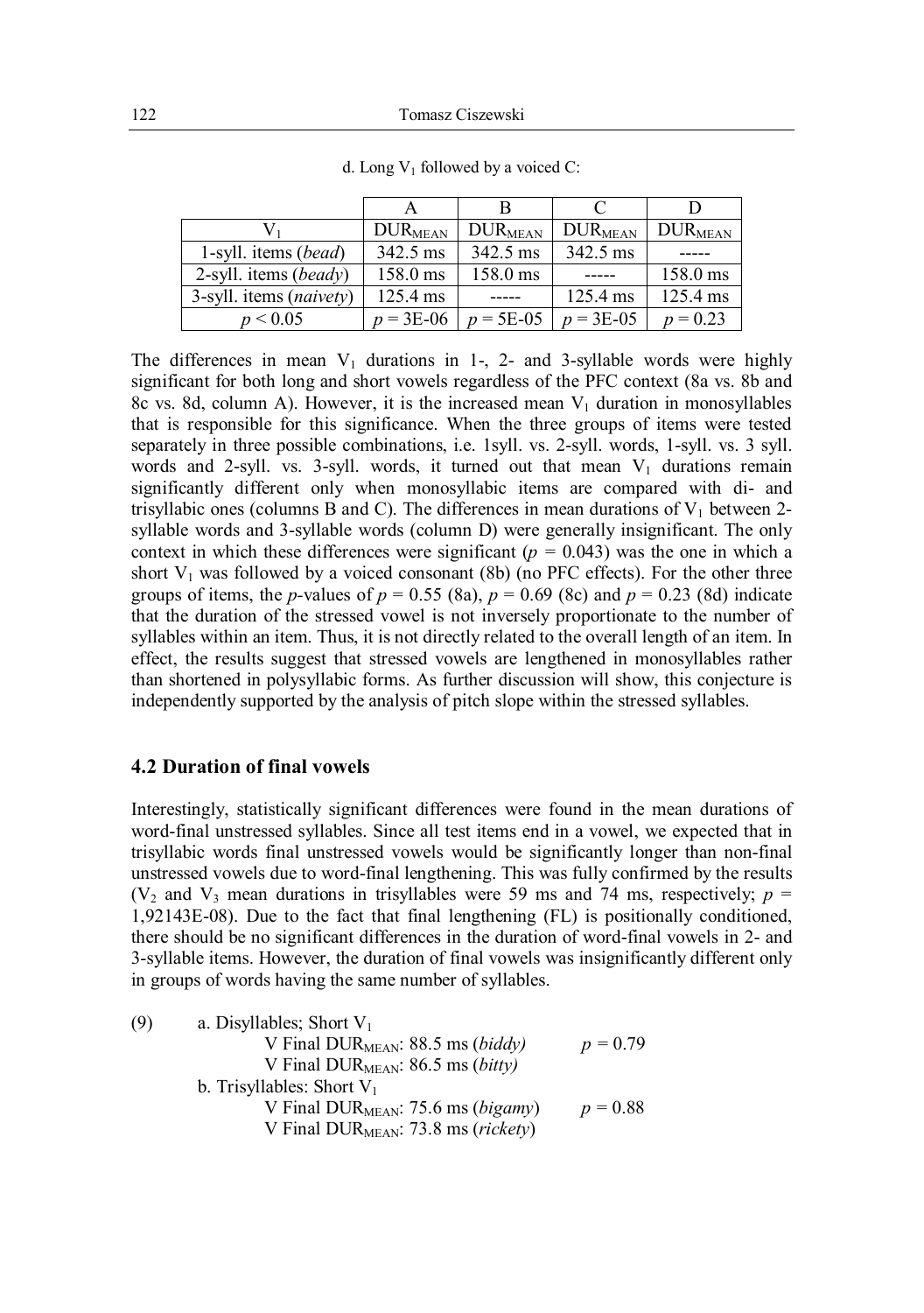d. Long $V_1$ followed by a voiced C:

| | A | B | C | D |
|---|---|---|---|---|
| $V_1$ | $DUR_{MEAN}$ | $DUR_{MEAN}$ | $DUR_{MEAN}$ | $DUR_{MEAN}$ |
| 1-syll. items (*bead*) | 342.5 ms | 342.5 ms | 342.5 ms | ----- |
| 2-syll. items (*beady*) | 158.0 ms | 158.0 ms | ----- | 158.0 ms |
| 3-syll. items (*naivety*) | 125.4 ms | ----- | 125.4 ms | 125.4 ms |
| $p < 0.05$ | $p$ = 3E-06 | $p$ = 5E-05 | $p$ = 3E-05 | $p = 0.23$ |

The differences in mean $V_1$ durations in 1-, 2- and 3-syllable words were highly significant for both long and short vowels regardless of the PFC context (8a vs. 8b and 8c vs. 8d, column A). However, it is the increased mean $V_1$ duration in monosyllables that is responsible for this significance. When the three groups of items were tested separately in three possible combinations, i.e. 1syll. vs. 2-syll. words, 1-syll. vs. 3 syll. words and 2-syll. vs. 3-syll. words, it turned out that mean $V_1$ durations remain significantly different only when monosyllabic items are compared with di- and trisyllabic ones (columns B and C). The differences in mean durations of $V_1$ between 2-syllable words and 3-syllable words (column D) were generally insignificant. The only context in which these differences were significant ($p = 0.043$) was the one in which a short $V_1$ was followed by a voiced consonant (8b) (no PFC effects). For the other three groups of items, the $p$-values of $p = 0.55$ (8a), $p = 0.69$ (8c) and $p = 0.23$ (8d) indicate that the duration of the stressed vowel is not inversely proportionate to the number of syllables within an item. Thus, it is not directly related to the overall length of an item. In effect, the results suggest that stressed vowels are lengthened in monosyllables rather than shortened in polysyllabic forms. As further discussion will show, this conjecture is independently supported by the analysis of pitch slope within the stressed syllables.

### 4.2 Duration of final vowels

Interestingly, statistically significant differences were found in the mean durations of word-final unstressed syllables. Since all test items end in a vowel, we expected that in trisyllabic words final unstressed vowels would be significantly longer than non-final unstressed vowels due to word-final lengthening. This was fully confirmed by the results ($V_2$ and $V_3$ mean durations in trisyllables were 59 ms and 74 ms, respectively; $p$ = 1,92143E-08). Due to the fact that final lengthening (FL) is positionally conditioned, there should be no significant differences in the duration of word-final vowels in 2- and 3-syllable items. However, the duration of final vowels was insignificantly different only in groups of words having the same number of syllables.

(9) a. Disyllables; Short $V_1$

V Final $DUR_{MEAN}$: 88.5 ms (*biddy)* $p = 0.79$
V Final $DUR_{MEAN}$: 86.5 ms (*bitty)*

b. Trisyllables: Short $V_1$

V Final $DUR_{MEAN}$: 75.6 ms (*bigamy*) $p = 0.88$
V Final $DUR_{MEAN}$: 73.8 ms (*rickety*)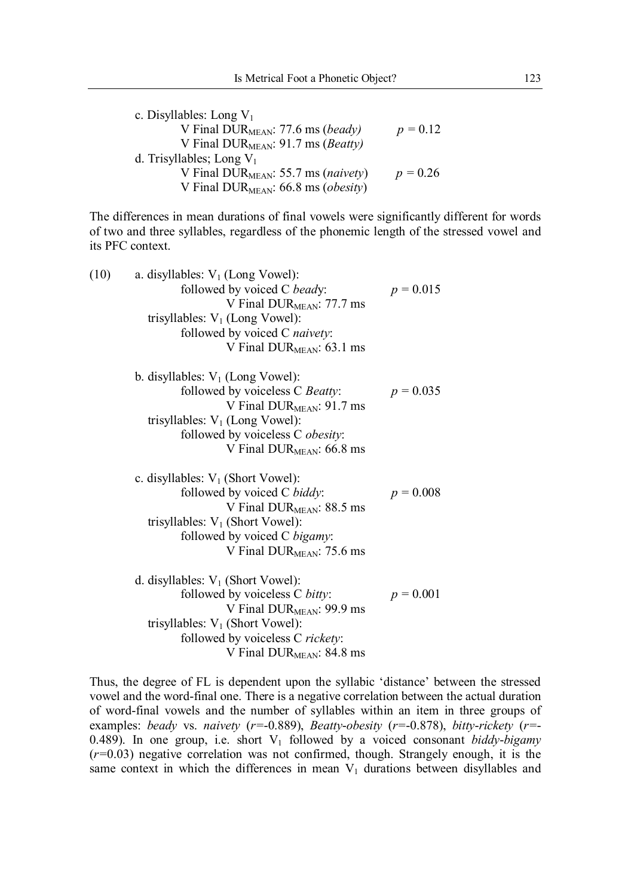c. Disyllables: Long $V_1$
  V Final $DUR_{MEAN}$: 77.6 ms (*beady)* $p = 0.12$
  V Final $DUR_{MEAN}$: 91.7 ms (*Beatty)*

d. Trisyllables; Long $V_1$
  V Final $DUR_{MEAN}$: 55.7 ms (*naivety*) $p = 0.26$
  V Final $DUR_{MEAN}$: 66.8 ms (*obesity*)

The differences in mean durations of final vowels were significantly different for words of two and three syllables, regardless of the phonemic length of the stressed vowel and its PFC context.

(10) a. disyllables: $V_1$ (Long Vowel):
  followed by voiced C *beady*: $p = 0.015$
  V Final $DUR_{MEAN}$: 77.7 ms
 trisyllables: $V_1$ (Long Vowel):
  followed by voiced C *naivety*:
  V Final $DUR_{MEAN}$: 63.1 ms

b. disyllables: $V_1$ (Long Vowel):
  followed by voiceless C *Beatty*: $p = 0.035$
  V Final $DUR_{MEAN}$: 91.7 ms
 trisyllables: $V_1$ (Long Vowel):
  followed by voiceless C *obesity*:
  V Final $DUR_{MEAN}$: 66.8 ms

c. disyllables: $V_1$ (Short Vowel):
  followed by voiced C *biddy*: $p = 0.008$
  V Final $DUR_{MEAN}$: 88.5 ms
 trisyllables: $V_1$ (Short Vowel):
  followed by voiced C *bigamy*:
  V Final $DUR_{MEAN}$: 75.6 ms

d. disyllables: $V_1$ (Short Vowel):
  followed by voiceless C *bitty*: $p = 0.001$
  V Final $DUR_{MEAN}$: 99.9 ms
 trisyllables: $V_1$ (Short Vowel):
  followed by voiceless C *rickety*:
  V Final $DUR_{MEAN}$: 84.8 ms

Thus, the degree of FL is dependent upon the syllabic 'distance' between the stressed vowel and the word-final one. There is a negative correlation between the actual duration of word-final vowels and the number of syllables within an item in three groups of examples: *beady* vs. *naivety* ($r$=-0.889), *Beatty-obesity* ($r$=-0.878), *bitty-rickety* ($r$=-0.489). In one group, i.e. short $V_1$ followed by a voiced consonant *biddy-bigamy* ($r$=0.03) negative correlation was not confirmed, though. Strangely enough, it is the same context in which the differences in mean $V_1$ durations between disyllables and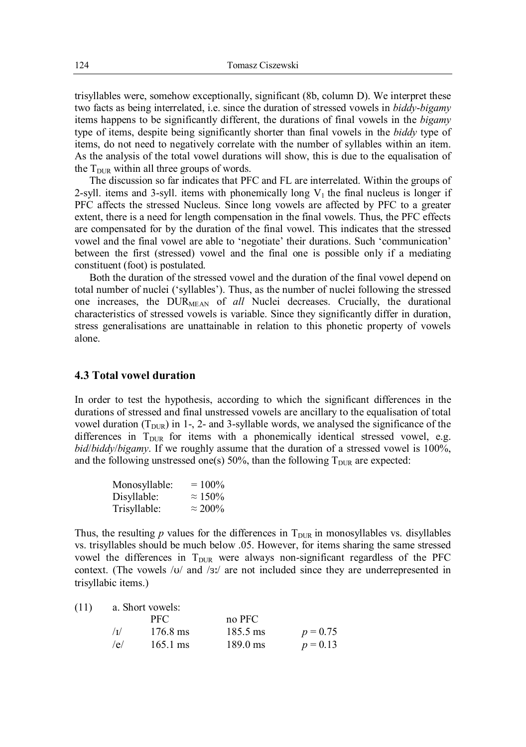trisyllables were, somehow exceptionally, significant (8b, column D). We interpret these two facts as being interrelated, i.e. since the duration of stressed vowels in *biddy*-*bigamy* items happens to be significantly different, the durations of final vowels in the *bigamy* type of items, despite being significantly shorter than final vowels in the *biddy* type of items, do not need to negatively correlate with the number of syllables within an item. As the analysis of the total vowel durations will show, this is due to the equalisation of the $T_{DUR}$ within all three groups of words.

The discussion so far indicates that PFC and FL are interrelated. Within the groups of 2-syll. items and 3-syll. items with phonemically long $V_1$ the final nucleus is longer if PFC affects the stressed Nucleus. Since long vowels are affected by PFC to a greater extent, there is a need for length compensation in the final vowels. Thus, the PFC effects are compensated for by the duration of the final vowel. This indicates that the stressed vowel and the final vowel are able to 'negotiate' their durations. Such 'communication' between the first (stressed) vowel and the final one is possible only if a mediating constituent (foot) is postulated.

Both the duration of the stressed vowel and the duration of the final vowel depend on total number of nuclei ('syllables'). Thus, as the number of nuclei following the stressed one increases, the $DUR_{MEAN}$ of *all* Nuclei decreases. Crucially, the durational characteristics of stressed vowels is variable. Since they significantly differ in duration, stress generalisations are unattainable in relation to this phonetic property of vowels alone.

### 4.3 Total vowel duration

In order to test the hypothesis, according to which the significant differences in the durations of stressed and final unstressed vowels are ancillary to the equalisation of total vowel duration ($T_{DUR}$) in 1-, 2- and 3-syllable words, we analysed the significance of the differences in $T_{DUR}$ for items with a phonemically identical stressed vowel, e.g. *bid*/*biddy*/*bigamy*. If we roughly assume that the duration of a stressed vowel is 100%, and the following unstressed one(s) 50%, than the following $T_{DUR}$ are expected:

| | |
|---|---|
| Monosyllable: | = 100% |
| Disyllable: | ≈ 150% |
| Trisyllable: | ≈ 200% |

Thus, the resulting *p* values for the differences in $T_{DUR}$ in monosyllables vs. disyllables vs. trisyllables should be much below .05. However, for items sharing the same stressed vowel the differences in $T_{DUR}$ were always non-significant regardless of the PFC context. (The vowels /ʊ/ and /ɜː/ are not included since they are underrepresented in trisyllabic items.)

(11) a. Short vowels:

| | PFC | no PFC | |
|---|---|---|---|
| /ɪ/ | 176.8 ms | 185.5 ms | $p = 0.75$ |
| /e/ | 165.1 ms | 189.0 ms | $p = 0.13$ |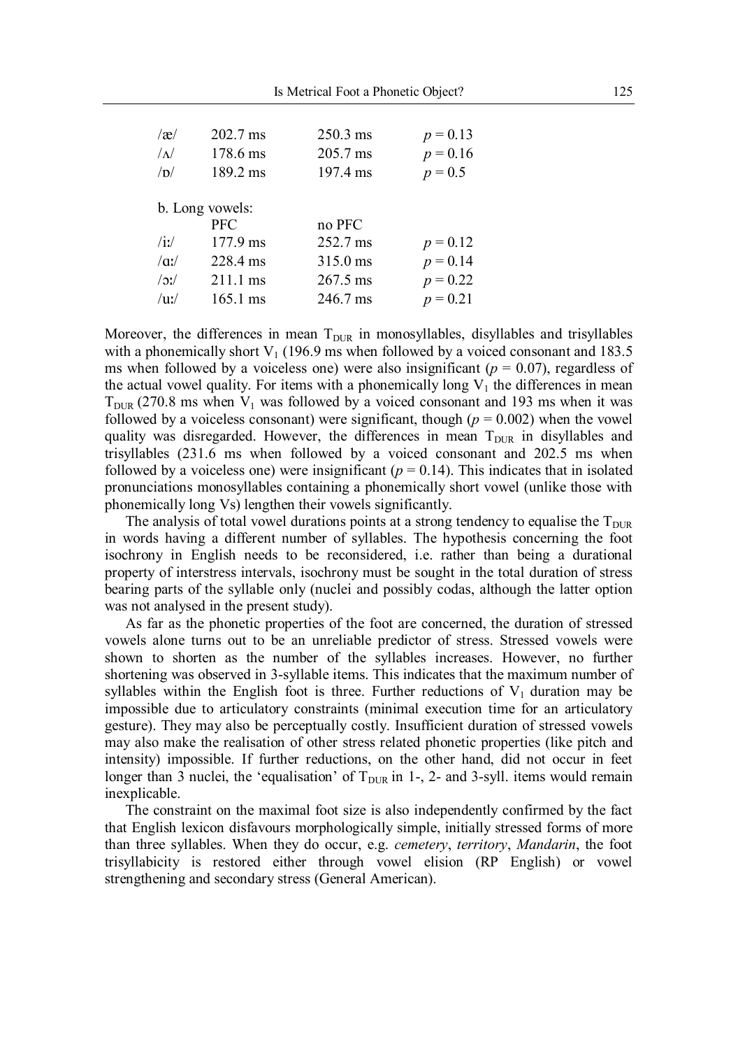| | | | |
|---|---|---|---|
| /æ/ | 202.7 ms | 250.3 ms | $p = 0.13$ |
| /ʌ/ | 178.6 ms | 205.7 ms | $p = 0.16$ |
| /ɒ/ | 189.2 ms | 197.4 ms | $p = 0.5$ |

b. Long vowels:

| | PFC | no PFC | |
|---|---|---|---|
| /iː/ | 177.9 ms | 252.7 ms | $p = 0.12$ |
| /ɑː/ | 228.4 ms | 315.0 ms | $p = 0.14$ |
| /ɔː/ | 211.1 ms | 267.5 ms | $p = 0.22$ |
| /uː/ | 165.1 ms | 246.7 ms | $p = 0.21$ |

Moreover, the differences in mean $T_{DUR}$ in monosyllables, disyllables and trisyllables with a phonemically short $V_1$ (196.9 ms when followed by a voiced consonant and 183.5 ms when followed by a voiceless one) were also insignificant ($p = 0.07$), regardless of the actual vowel quality. For items with a phonemically long $V_1$ the differences in mean $T_{DUR}$ (270.8 ms when $V_1$ was followed by a voiced consonant and 193 ms when it was followed by a voiceless consonant) were significant, though ($p = 0.002$) when the vowel quality was disregarded. However, the differences in mean $T_{DUR}$ in disyllables and trisyllables (231.6 ms when followed by a voiced consonant and 202.5 ms when followed by a voiceless one) were insignificant ($p = 0.14$). This indicates that in isolated pronunciations monosyllables containing a phonemically short vowel (unlike those with phonemically long Vs) lengthen their vowels significantly.

The analysis of total vowel durations points at a strong tendency to equalise the $T_{DUR}$ in words having a different number of syllables. The hypothesis concerning the foot isochrony in English needs to be reconsidered, i.e. rather than being a durational property of interstress intervals, isochrony must be sought in the total duration of stress bearing parts of the syllable only (nuclei and possibly codas, although the latter option was not analysed in the present study).

As far as the phonetic properties of the foot are concerned, the duration of stressed vowels alone turns out to be an unreliable predictor of stress. Stressed vowels were shown to shorten as the number of the syllables increases. However, no further shortening was observed in 3-syllable items. This indicates that the maximum number of syllables within the English foot is three. Further reductions of $V_1$ duration may be impossible due to articulatory constraints (minimal execution time for an articulatory gesture). They may also be perceptually costly. Insufficient duration of stressed vowels may also make the realisation of other stress related phonetic properties (like pitch and intensity) impossible. If further reductions, on the other hand, did not occur in feet longer than 3 nuclei, the 'equalisation' of $T_{DUR}$ in 1-, 2- and 3-syll. items would remain inexplicable.

The constraint on the maximal foot size is also independently confirmed by the fact that English lexicon disfavours morphologically simple, initially stressed forms of more than three syllables. When they do occur, e.g. *cemetery*, *territory*, *Mandarin*, the foot trisyllabicity is restored either through vowel elision (RP English) or vowel strengthening and secondary stress (General American).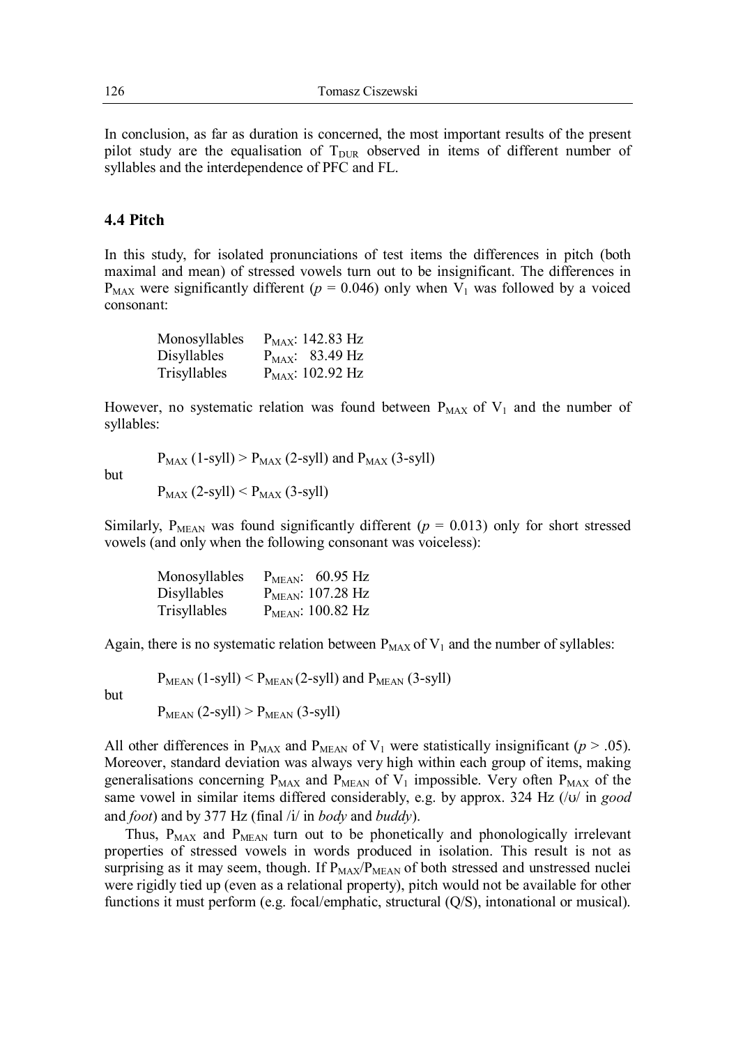In conclusion, as far as duration is concerned, the most important results of the present pilot study are the equalisation of $T_{DUR}$ observed in items of different number of syllables and the interdependence of PFC and FL.

### 4.4 Pitch

In this study, for isolated pronunciations of test items the differences in pitch (both maximal and mean) of stressed vowels turn out to be insignificant. The differences in $P_{MAX}$ were significantly different ($p = 0.046$) only when $V_1$ was followed by a voiced consonant:

| | |
|---|---|
| Monosyllables | $P_{MAX}$: 142.83 Hz |
| Disyllables | $P_{MAX}$: 83.49 Hz |
| Trisyllables | $P_{MAX}$: 102.92 Hz |

However, no systematic relation was found between $P_{MAX}$ of $V_1$ and the number of syllables:

$$P_{MAX}\text{ (1-syll)} > P_{MAX}\text{ (2-syll) and } P_{MAX}\text{ (3-syll)}$$

but

$$P_{MAX}\text{ (2-syll)} < P_{MAX}\text{ (3-syll)}$$

Similarly, $P_{MEAN}$ was found significantly different ($p = 0.013$) only for short stressed vowels (and only when the following consonant was voiceless):

| | |
|---|---|
| Monosyllables | $P_{MEAN}$: 60.95 Hz |
| Disyllables | $P_{MEAN}$: 107.28 Hz |
| Trisyllables | $P_{MEAN}$: 100.82 Hz |

Again, there is no systematic relation between $P_{MAX}$ of $V_1$ and the number of syllables:

$$P_{MEAN}\text{ (1-syll)} < P_{MEAN}\text{ (2-syll) and } P_{MEAN}\text{ (3-syll)}$$

but

$$P_{MEAN}\text{ (2-syll)} > P_{MEAN}\text{ (3-syll)}$$

All other differences in $P_{MAX}$ and $P_{MEAN}$ of $V_1$ were statistically insignificant ($p > .05$). Moreover, standard deviation was always very high within each group of items, making generalisations concerning $P_{MAX}$ and $P_{MEAN}$ of $V_1$ impossible. Very often $P_{MAX}$ of the same vowel in similar items differed considerably, e.g. by approx. 324 Hz (/ʊ/ in *good* and *foot*) and by 377 Hz (final /i/ in *body* and *buddy*).

Thus, $P_{MAX}$ and $P_{MEAN}$ turn out to be phonetically and phonologically irrelevant properties of stressed vowels in words produced in isolation. This result is not as surprising as it may seem, though. If $P_{MAX}/P_{MEAN}$ of both stressed and unstressed nuclei were rigidly tied up (even as a relational property), pitch would not be available for other functions it must perform (e.g. focal/emphatic, structural (Q/S), intonational or musical).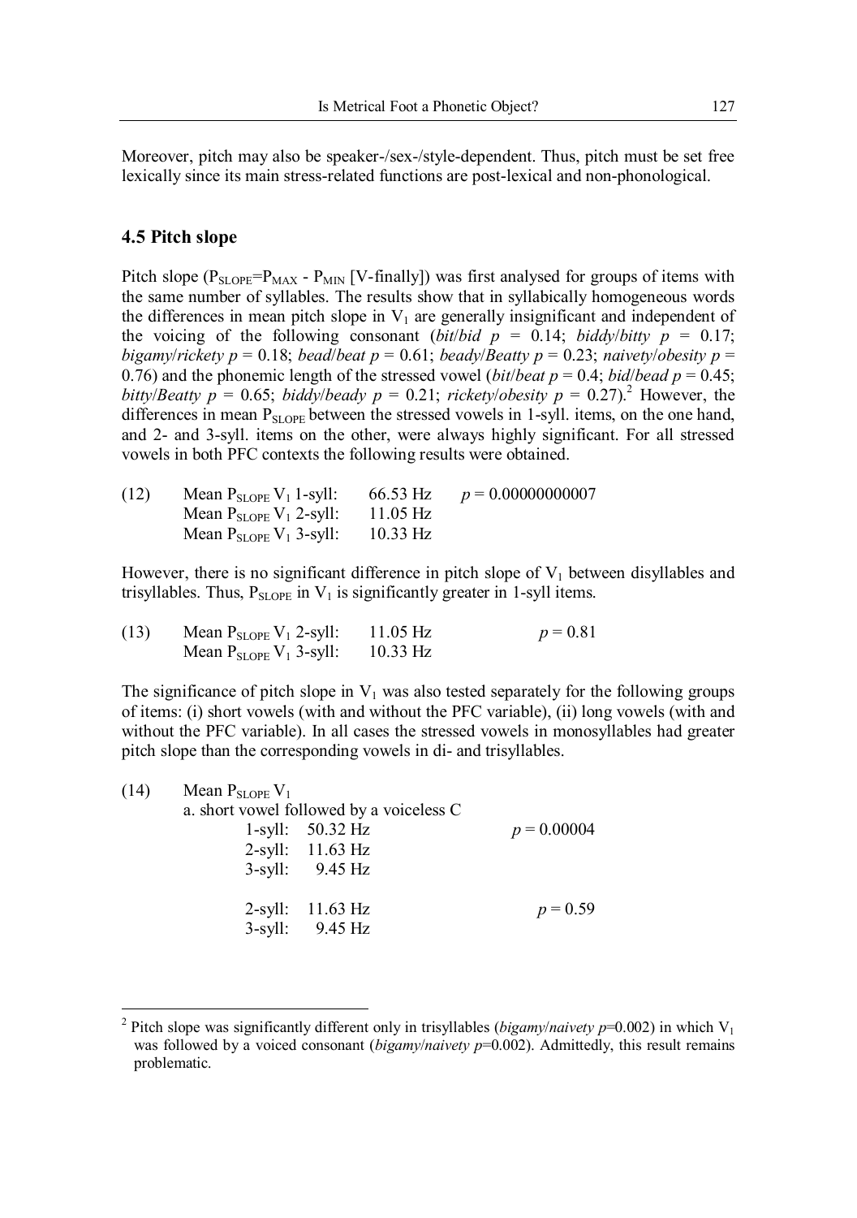Moreover, pitch may also be speaker-/sex-/style-dependent. Thus, pitch must be set free lexically since its main stress-related functions are post-lexical and non-phonological.

### 4.5 Pitch slope

Pitch slope ($P_{SLOPE}=P_{MAX} - P_{MIN}$ [V-finally]) was first analysed for groups of items with the same number of syllables. The results show that in syllabically homogeneous words the differences in mean pitch slope in $V_1$ are generally insignificant and independent of the voicing of the following consonant (*bit*/*bid* $p = 0.14$; *biddy*/*bitty* $p = 0.17$; *bigamy*/*rickety* $p = 0.18$; *bead*/*beat* $p = 0.61$; *beady*/*Beatty* $p = 0.23$; *naivety*/*obesity* $p = 0.76$) and the phonemic length of the stressed vowel (*bit*/*beat* $p = 0.4$; *bid*/*bead* $p = 0.45$; *bitty*/*Beatty* $p = 0.65$; *biddy*/*beady* $p = 0.21$; *rickety*/*obesity* $p = 0.27$).[2] However, the differences in mean $P_{SLOPE}$ between the stressed vowels in 1-syll. items, on the one hand, and 2- and 3-syll. items on the other, were always highly significant. For all stressed vowels in both PFC contexts the following results were obtained.

(12) Mean $P_{SLOPE}$ $V_1$ 1-syll: 66.53 Hz $p = 0.00000000007$
Mean $P_{SLOPE}$ $V_1$ 2-syll: 11.05 Hz
Mean $P_{SLOPE}$ $V_1$ 3-syll: 10.33 Hz

However, there is no significant difference in pitch slope of $V_1$ between disyllables and trisyllables. Thus, $P_{SLOPE}$ in $V_1$ is significantly greater in 1-syll items.

(13) Mean $P_{SLOPE}$ $V_1$ 2-syll: 11.05 Hz $p = 0.81$
Mean $P_{SLOPE}$ $V_1$ 3-syll: 10.33 Hz

The significance of pitch slope in $V_1$ was also tested separately for the following groups of items: (i) short vowels (with and without the PFC variable), (ii) long vowels (with and without the PFC variable). In all cases the stressed vowels in monosyllables had greater pitch slope than the corresponding vowels in di- and trisyllables.

(14) Mean $P_{SLOPE}$ $V_1$
a. short vowel followed by a voiceless C
1-syll: 50.32 Hz $p = 0.00004$
2-syll: 11.63 Hz
3-syll: 9.45 Hz

2-syll: 11.63 Hz $p = 0.59$
3-syll: 9.45 Hz

---

[2] Pitch slope was significantly different only in trisyllables (*bigamy*/*naivety* $p$=0.002) in which $V_1$ was followed by a voiced consonant (*bigamy*/*naivety* $p$=0.002). Admittedly, this result remains problematic.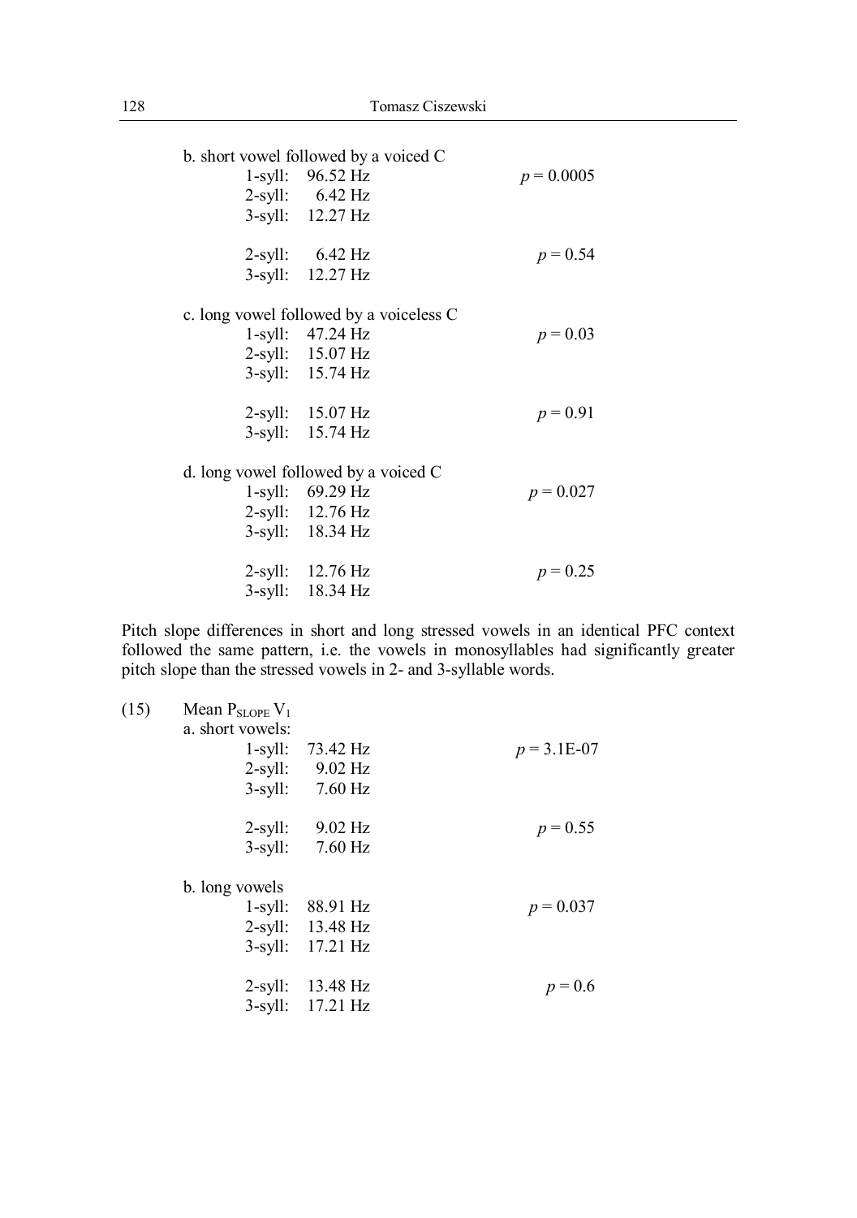b. short vowel followed by a voiced C

| | | |
|---|---|---|
| 1-syll: | 96.52 Hz | $p = 0.0005$ |
| 2-syll: | 6.42 Hz | |
| 3-syll: | 12.27 Hz | |
| | | |
| 2-syll: | 6.42 Hz | $p = 0.54$ |
| 3-syll: | 12.27 Hz | |

c. long vowel followed by a voiceless C

| | | |
|---|---|---|
| 1-syll: | 47.24 Hz | $p = 0.03$ |
| 2-syll: | 15.07 Hz | |
| 3-syll: | 15.74 Hz | |
| | | |
| 2-syll: | 15.07 Hz | $p = 0.91$ |
| 3-syll: | 15.74 Hz | |

d. long vowel followed by a voiced C

| | | |
|---|---|---|
| 1-syll: | 69.29 Hz | $p = 0.027$ |
| 2-syll: | 12.76 Hz | |
| 3-syll: | 18.34 Hz | |
| | | |
| 2-syll: | 12.76 Hz | $p = 0.25$ |
| 3-syll: | 18.34 Hz | |

Pitch slope differences in short and long stressed vowels in an identical PFC context followed the same pattern, i.e. the vowels in monosyllables had significantly greater pitch slope than the stressed vowels in 2- and 3-syllable words.

(15) Mean $P_{SLOPE}$ $V_1$

a. short vowels:

| | | |
|---|---|---|
| 1-syll: | 73.42 Hz | $p = 3.1E\text{-}07$ |
| 2-syll: | 9.02 Hz | |
| 3-syll: | 7.60 Hz | |
| | | |
| 2-syll: | 9.02 Hz | $p = 0.55$ |
| 3-syll: | 7.60 Hz | |

b. long vowels

| | | |
|---|---|---|
| 1-syll: | 88.91 Hz | $p = 0.037$ |
| 2-syll: | 13.48 Hz | |
| 3-syll: | 17.21 Hz | |
| | | |
| 2-syll: | 13.48 Hz | $p = 0.6$ |
| 3-syll: | 17.21 Hz | |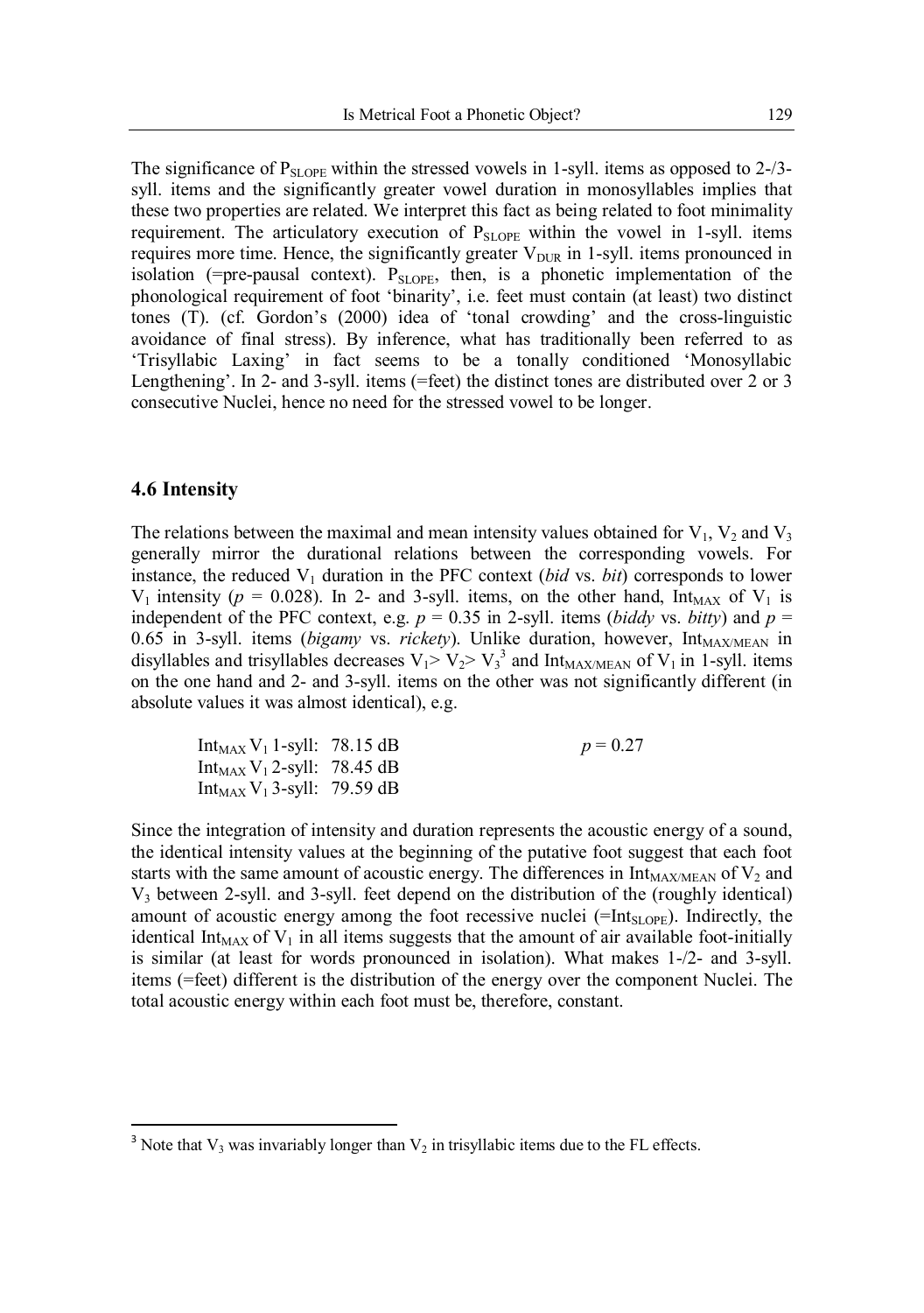The significance of $P_{SLOPE}$ within the stressed vowels in 1-syll. items as opposed to 2-/3-syll. items and the significantly greater vowel duration in monosyllables implies that these two properties are related. We interpret this fact as being related to foot minimality requirement. The articulatory execution of $P_{SLOPE}$ within the vowel in 1-syll. items requires more time. Hence, the significantly greater $V_{DUR}$ in 1-syll. items pronounced in isolation (=pre-pausal context). $P_{SLOPE}$, then, is a phonetic implementation of the phonological requirement of foot 'binarity', i.e. feet must contain (at least) two distinct tones (T). (cf. Gordon's (2000) idea of 'tonal crowding' and the cross-linguistic avoidance of final stress). By inference, what has traditionally been referred to as 'Trisyllabic Laxing' in fact seems to be a tonally conditioned 'Monosyllabic Lengthening'. In 2- and 3-syll. items (=feet) the distinct tones are distributed over 2 or 3 consecutive Nuclei, hence no need for the stressed vowel to be longer.

### 4.6 Intensity

The relations between the maximal and mean intensity values obtained for $V_1$, $V_2$ and $V_3$ generally mirror the durational relations between the corresponding vowels. For instance, the reduced $V_1$ duration in the PFC context (*bid* vs. *bit*) corresponds to lower $V_1$ intensity ($p = 0.028$). In 2- and 3-syll. items, on the other hand, $Int_{MAX}$ of $V_1$ is independent of the PFC context, e.g. $p = 0.35$ in 2-syll. items (*biddy* vs. *bitty*) and $p = 0.65$ in 3-syll. items (*bigamy* vs. *rickety*). Unlike duration, however, $Int_{MAX/MEAN}$ in disyllables and trisyllables decreases $V_1 > V_2 > V_3$[3] and $Int_{MAX/MEAN}$ of $V_1$ in 1-syll. items on the one hand and 2- and 3-syll. items on the other was not significantly different (in absolute values it was almost identical), e.g.

$Int_{MAX}$ $V_1$ 1-syll: 78.15 dB $\qquad p = 0.27$
$Int_{MAX}$ $V_1$ 2-syll: 78.45 dB
$Int_{MAX}$ $V_1$ 3-syll: 79.59 dB

Since the integration of intensity and duration represents the acoustic energy of a sound, the identical intensity values at the beginning of the putative foot suggest that each foot starts with the same amount of acoustic energy. The differences in $Int_{MAX/MEAN}$ of $V_2$ and $V_3$ between 2-syll. and 3-syll. feet depend on the distribution of the (roughly identical) amount of acoustic energy among the foot recessive nuclei (=$Int_{SLOPE}$). Indirectly, the identical $Int_{MAX}$ of $V_1$ in all items suggests that the amount of air available foot-initially is similar (at least for words pronounced in isolation). What makes 1-/2- and 3-syll. items (=feet) different is the distribution of the energy over the component Nuclei. The total acoustic energy within each foot must be, therefore, constant.

[3] Note that $V_3$ was invariably longer than $V_2$ in trisyllabic items due to the FL effects.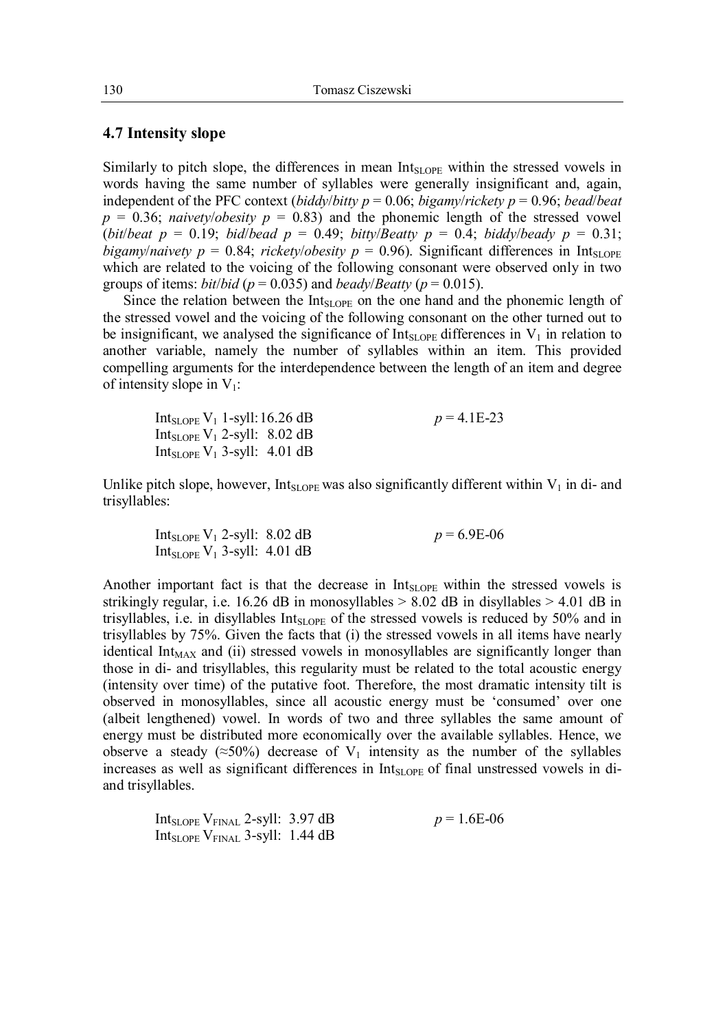### 4.7 Intensity slope

Similarly to pitch slope, the differences in mean $Int_{SLOPE}$ within the stressed vowels in words having the same number of syllables were generally insignificant and, again, independent of the PFC context (*biddy*/*bitty* $p = 0.06$; *bigamy*/*rickety* $p = 0.96$; *bead*/*beat* $p = 0.36$; *naivety*/*obesity* $p = 0.83$) and the phonemic length of the stressed vowel (*bit*/*beat* $p = 0.19$; *bid*/*bead* $p = 0.49$; *bitty*/*Beatty* $p = 0.4$; *biddy*/*beady* $p = 0.31$; *bigamy*/*naivety* $p = 0.84$; *rickety*/*obesity* $p = 0.96$). Significant differences in $Int_{SLOPE}$ which are related to the voicing of the following consonant were observed only in two groups of items: *bit*/*bid* ($p = 0.035$) and *beady*/*Beatty* ($p = 0.015$).

Since the relation between the $Int_{SLOPE}$ on the one hand and the phonemic length of the stressed vowel and the voicing of the following consonant on the other turned out to be insignificant, we analysed the significance of $Int_{SLOPE}$ differences in $V_1$ in relation to another variable, namely the number of syllables within an item. This provided compelling arguments for the interdependence between the length of an item and degree of intensity slope in $V_1$:

$Int_{SLOPE}$ $V_1$ 1-syll: 16.26 dB  $p = 4.1E\text{-}23$
$Int_{SLOPE}$ $V_1$ 2-syll: 8.02 dB
$Int_{SLOPE}$ $V_1$ 3-syll: 4.01 dB

Unlike pitch slope, however, $Int_{SLOPE}$ was also significantly different within $V_1$ in di- and trisyllables:

$Int_{SLOPE}$ $V_1$ 2-syll: 8.02 dB  $p = 6.9E\text{-}06$
$Int_{SLOPE}$ $V_1$ 3-syll: 4.01 dB

Another important fact is that the decrease in $Int_{SLOPE}$ within the stressed vowels is strikingly regular, i.e. 16.26 dB in monosyllables > 8.02 dB in disyllables > 4.01 dB in trisyllables, i.e. in disyllables $Int_{SLOPE}$ of the stressed vowels is reduced by 50% and in trisyllables by 75%. Given the facts that (i) the stressed vowels in all items have nearly identical $Int_{MAX}$ and (ii) stressed vowels in monosyllables are significantly longer than those in di- and trisyllables, this regularity must be related to the total acoustic energy (intensity over time) of the putative foot. Therefore, the most dramatic intensity tilt is observed in monosyllables, since all acoustic energy must be 'consumed' over one (albeit lengthened) vowel. In words of two and three syllables the same amount of energy must be distributed more economically over the available syllables. Hence, we observe a steady (≈50%) decrease of $V_1$ intensity as the number of the syllables increases as well as significant differences in $Int_{SLOPE}$ of final unstressed vowels in di- and trisyllables.

$Int_{SLOPE}$ $V_{FINAL}$ 2-syll: 3.97 dB  $p = 1.6E\text{-}06$
$Int_{SLOPE}$ $V_{FINAL}$ 3-syll: 1.44 dB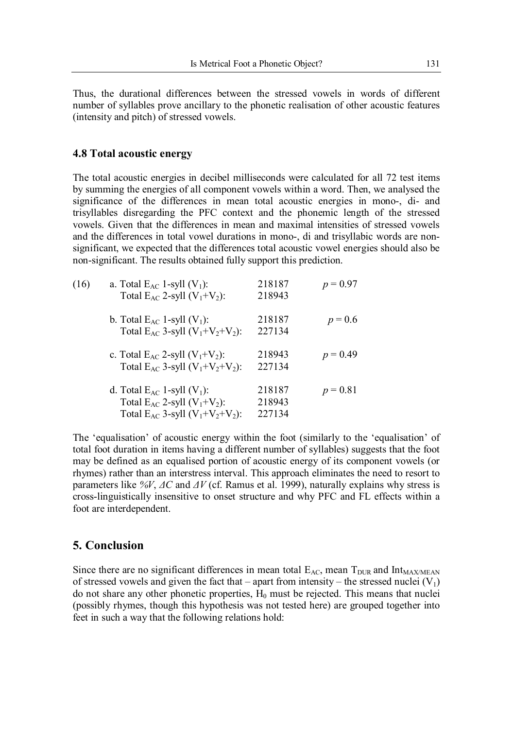Thus, the durational differences between the stressed vowels in words of different number of syllables prove ancillary to the phonetic realisation of other acoustic features (intensity and pitch) of stressed vowels.

### 4.8 Total acoustic energy

The total acoustic energies in decibel milliseconds were calculated for all 72 test items by summing the energies of all component vowels within a word. Then, we analysed the significance of the differences in mean total acoustic energies in mono-, di- and trisyllables disregarding the PFC context and the phonemic length of the stressed vowels. Given that the differences in mean and maximal intensities of stressed vowels and the differences in total vowel durations in mono-, di and trisyllabic words are non-significant, we expected that the differences total acoustic vowel energies should also be non-significant. The results obtained fully support this prediction.

(16)

| | | |
|---|---|---|
| a. Total $E_{AC}$ 1-syll ($V_1$): | 218187 | $p = 0.97$ |
| Total $E_{AC}$ 2-syll ($V_1$+$V_2$): | 218943 | |
| b. Total $E_{AC}$ 1-syll ($V_1$): | 218187 | $p = 0.6$ |
| Total $E_{AC}$ 3-syll ($V_1$+$V_2$+$V_2$): | 227134 | |
| c. Total $E_{AC}$ 2-syll ($V_1$+$V_2$): | 218943 | $p = 0.49$ |
| Total $E_{AC}$ 3-syll ($V_1$+$V_2$+$V_2$): | 227134 | |
| d. Total $E_{AC}$ 1-syll ($V_1$): | 218187 | $p = 0.81$ |
| Total $E_{AC}$ 2-syll ($V_1$+$V_2$): | 218943 | |
| Total $E_{AC}$ 3-syll ($V_1$+$V_2$+$V_2$): | 227134 | |

The 'equalisation' of acoustic energy within the foot (similarly to the 'equalisation' of total foot duration in items having a different number of syllables) suggests that the foot may be defined as an equalised portion of acoustic energy of its component vowels (or rhymes) rather than an interstress interval. This approach eliminates the need to resort to parameters like *%V*, *ΔC* and *ΔV* (cf. Ramus et al. 1999), naturally explains why stress is cross-linguistically insensitive to onset structure and why PFC and FL effects within a foot are interdependent.

## 5. Conclusion

Since there are no significant differences in mean total $E_{AC}$, mean $T_{DUR}$ and $Int_{MAX/MEAN}$ of stressed vowels and given the fact that – apart from intensity – the stressed nuclei ($V_1$) do not share any other phonetic properties, $H_0$ must be rejected. This means that nuclei (possibly rhymes, though this hypothesis was not tested here) are grouped together into feet in such a way that the following relations hold: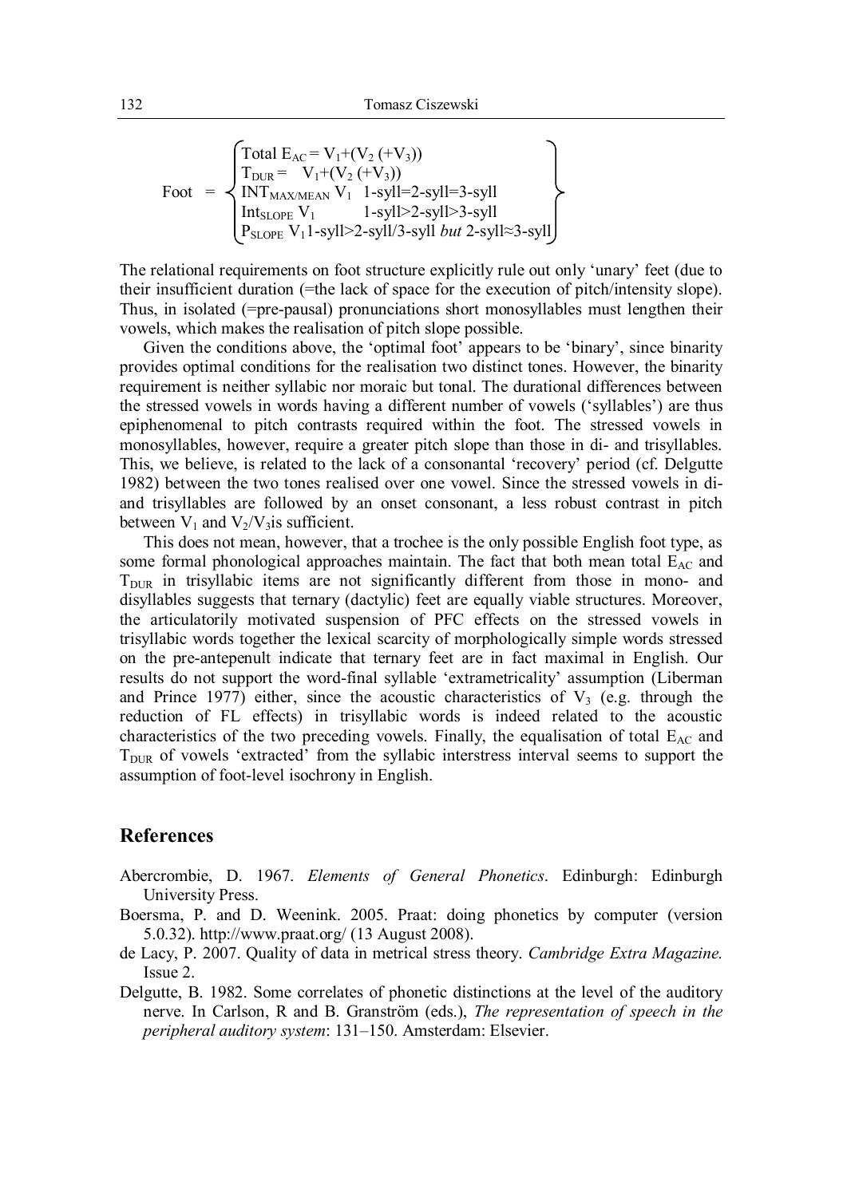$$
\text{Foot} = \left\{
\begin{array}{ll}
\text{Total } E_{AC} = V_1+(V_2\ (+V_3)) & \\
T_{DUR} = \ \ V_1+(V_2\ (+V_3)) & \\
INT_{MAX/MEAN}\ V_1 & \text{1-syll=2-syll=3-syll} \\
Int_{SLOPE}\ V_1 & \text{1-syll>2-syll>3-syll} \\
P_{SLOPE}\ V_1 & \text{1-syll>2-syll/3-syll } \textit{but} \text{ 2-syll} \approx \text{3-syll}
\end{array}
\right\}
$$

The relational requirements on foot structure explicitly rule out only 'unary' feet (due to their insufficient duration (=the lack of space for the execution of pitch/intensity slope). Thus, in isolated (=pre-pausal) pronunciations short monosyllables must lengthen their vowels, which makes the realisation of pitch slope possible.

Given the conditions above, the 'optimal foot' appears to be 'binary', since binarity provides optimal conditions for the realisation two distinct tones. However, the binarity requirement is neither syllabic nor moraic but tonal. The durational differences between the stressed vowels in words having a different number of vowels ('syllables') are thus epiphenomenal to pitch contrasts required within the foot. The stressed vowels in monosyllables, however, require a greater pitch slope than those in di- and trisyllables. This, we believe, is related to the lack of a consonantal 'recovery' period (cf. Delgutte 1982) between the two tones realised over one vowel. Since the stressed vowels in di- and trisyllables are followed by an onset consonant, a less robust contrast in pitch between $V_1$ and $V_2/V_3$is sufficient.

This does not mean, however, that a trochee is the only possible English foot type, as some formal phonological approaches maintain. The fact that both mean total $E_{AC}$ and $T_{DUR}$ in trisyllabic items are not significantly different from those in mono- and disyllables suggests that ternary (dactylic) feet are equally viable structures. Moreover, the articulatorily motivated suspension of PFC effects on the stressed vowels in trisyllabic words together the lexical scarcity of morphologically simple words stressed on the pre-antepenult indicate that ternary feet are in fact maximal in English. Our results do not support the word-final syllable 'extrametricality' assumption (Liberman and Prince 1977) either, since the acoustic characteristics of $V_3$ (e.g. through the reduction of FL effects) in trisyllabic words is indeed related to the acoustic characteristics of the two preceding vowels. Finally, the equalisation of total $E_{AC}$ and $T_{DUR}$ of vowels 'extracted' from the syllabic interstress interval seems to support the assumption of foot-level isochrony in English.

## References

Abercrombie, D. 1967. *Elements of General Phonetics*. Edinburgh: Edinburgh University Press.

Boersma, P. and D. Weenink. 2005. Praat: doing phonetics by computer (version 5.0.32). http://www.praat.org/ (13 August 2008).

de Lacy, P. 2007. Quality of data in metrical stress theory. *Cambridge Extra Magazine.* Issue 2.

Delgutte, B. 1982. Some correlates of phonetic distinctions at the level of the auditory nerve. In Carlson, R and B. Granström (eds.), *The representation of speech in the peripheral auditory system*: 131–150. Amsterdam: Elsevier.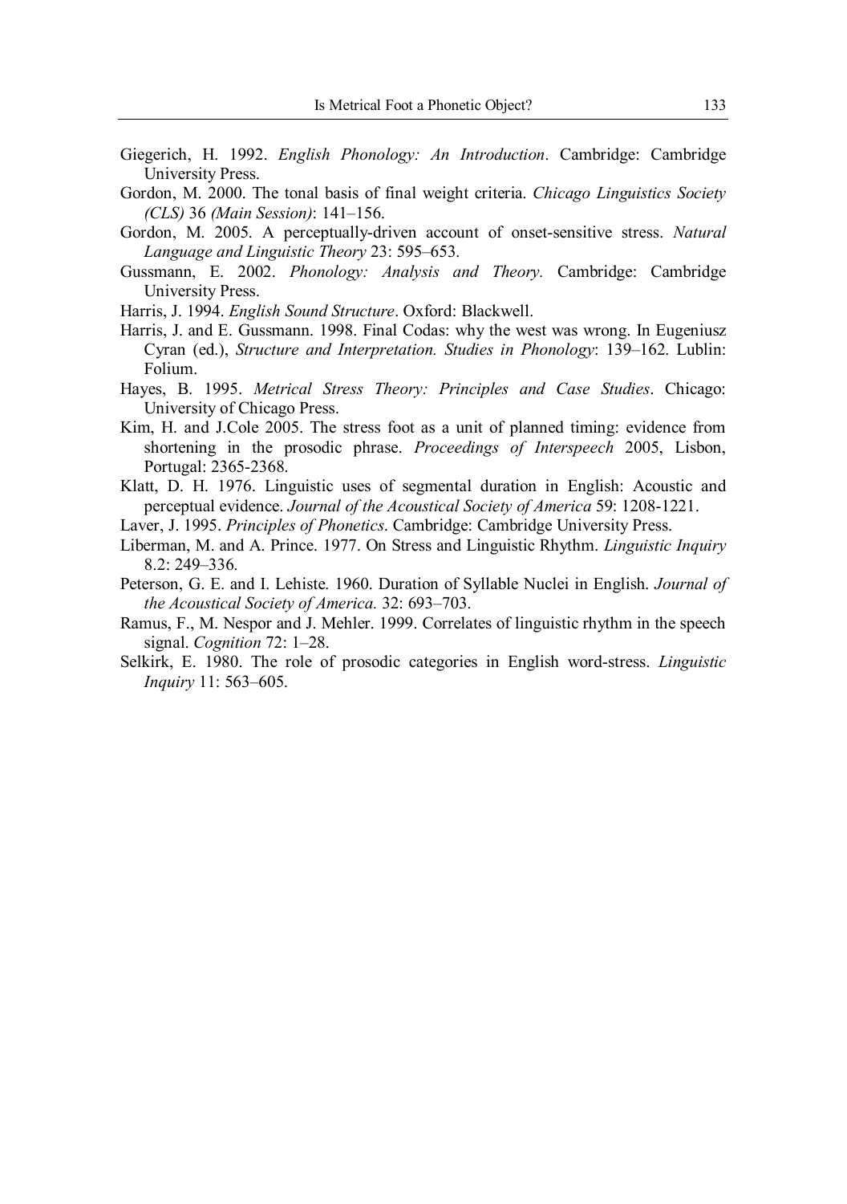Giegerich, H. 1992. *English Phonology: An Introduction*. Cambridge: Cambridge University Press.

Gordon, M. 2000. The tonal basis of final weight criteria. *Chicago Linguistics Society (CLS)* 36 *(Main Session)*: 141–156.

Gordon, M. 2005. A perceptually-driven account of onset-sensitive stress. *Natural Language and Linguistic Theory* 23: 595–653.

Gussmann, E. 2002. *Phonology: Analysis and Theory*. Cambridge: Cambridge University Press.

Harris, J. 1994. *English Sound Structure*. Oxford: Blackwell.

Harris, J. and E. Gussmann. 1998. Final Codas: why the west was wrong. In Eugeniusz Cyran (ed.), *Structure and Interpretation. Studies in Phonology*: 139–162. Lublin: Folium.

Hayes, B. 1995. *Metrical Stress Theory: Principles and Case Studies*. Chicago: University of Chicago Press.

Kim, H. and J.Cole 2005. The stress foot as a unit of planned timing: evidence from shortening in the prosodic phrase. *Proceedings of Interspeech* 2005, Lisbon, Portugal: 2365-2368.

Klatt, D. H. 1976. Linguistic uses of segmental duration in English: Acoustic and perceptual evidence. *Journal of the Acoustical Society of America* 59: 1208-1221.

Laver, J. 1995. *Principles of Phonetics*. Cambridge: Cambridge University Press.

Liberman, M. and A. Prince. 1977. On Stress and Linguistic Rhythm. *Linguistic Inquiry* 8.2: 249–336.

Peterson, G. E. and I. Lehiste. 1960. Duration of Syllable Nuclei in English. *Journal of the Acoustical Society of America.* 32: 693–703.

Ramus, F., M. Nespor and J. Mehler. 1999. Correlates of linguistic rhythm in the speech signal. *Cognition* 72: 1–28.

Selkirk, E. 1980. The role of prosodic categories in English word-stress. *Linguistic Inquiry* 11: 563–605.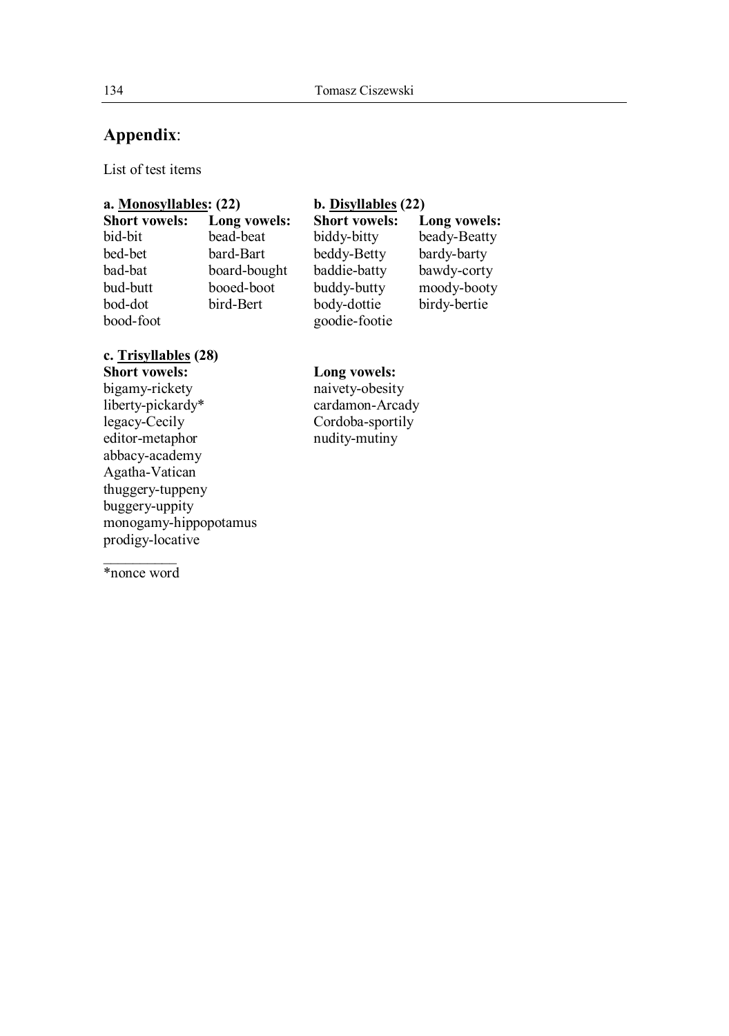## Appendix:

List of test items

**a. Monosyllables: (22)**

| **Short vowels:** | **Long vowels:** |
| --- | --- |
| bid-bit | bead-beat |
| bed-bet | bard-Bart |
| bad-bat | board-bought |
| bud-butt | booed-boot |
| bod-dot | bird-Bert |
| bood-foot | |

**b. Disyllables (22)**

| **Short vowels:** | **Long vowels:** |
| --- | --- |
| biddy-bitty | beady-Beatty |
| beddy-Betty | bardy-barty |
| baddie-batty | bawdy-corty |
| buddy-butty | moody-booty |
| body-dottie | birdy-bertie |
| goodie-footie | |

**c. Trisyllables (28)**

| **Short vowels:** | **Long vowels:** |
| --- | --- |
| bigamy-rickety | naivety-obesity |
| liberty-pickardy* | cardamon-Arcady |
| legacy-Cecily | Cordoba-sportily |
| editor-metaphor | nudity-mutiny |
| abbacy-academy | |
| Agatha-Vatican | |
| thuggery-tuppeny | |
| buggery-uppity | |
| monogamy-hippopotamus | |
| prodigy-locative | |

---

*nonce word